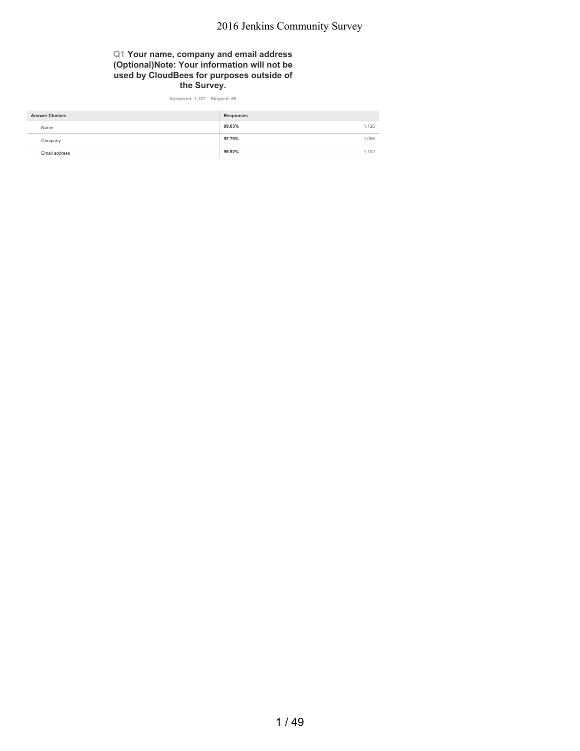# 2016 Jenkins Community Survey

### Q1 Your name, company and email address (Optional)Note: Your information will not be used by CloudBees for purposes outside of the Survey.

Answered: 1,137 Skipped: 65

| Answer Choices | Responses | |
|---|---|---|
| Name | 99.03% | 1,126 |
| Company | 92.79% | 1,055 |
| Email address | 96.92% | 1,102 |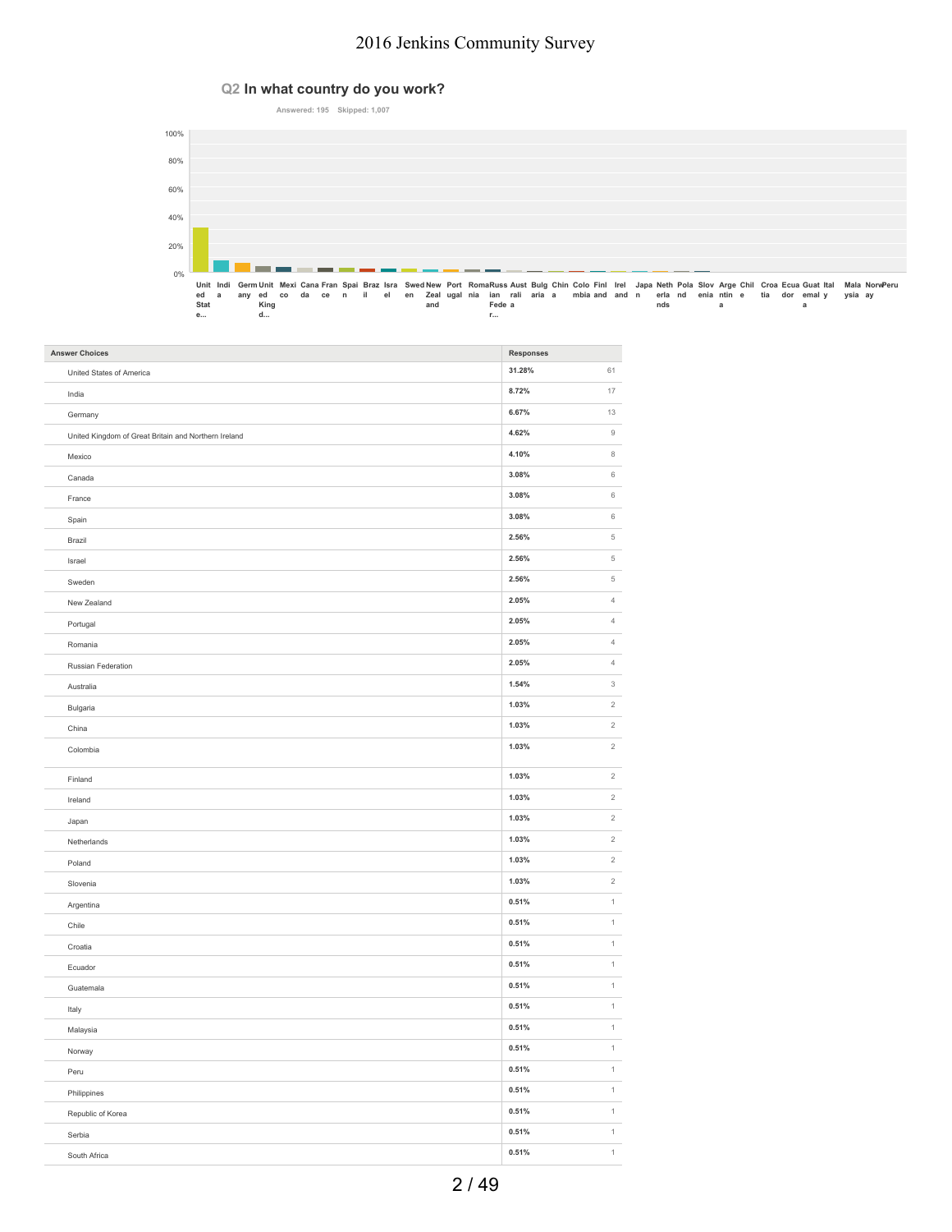## Q2 In what country do you work?

Answered: 195 Skipped: 1,007

| Answer Choices | Responses | |
|---|---|---|
| United States of America | 31.28% | 61 |
| India | 8.72% | 17 |
| Germany | 6.67% | 13 |
| United Kingdom of Great Britain and Northern Ireland | 4.62% | 9 |
| Mexico | 4.10% | 8 |
| Canada | 3.08% | 6 |
| France | 3.08% | 6 |
| Spain | 3.08% | 6 |
| Brazil | 2.56% | 5 |
| Israel | 2.56% | 5 |
| Sweden | 2.56% | 5 |
| New Zealand | 2.05% | 4 |
| Portugal | 2.05% | 4 |
| Romania | 2.05% | 4 |
| Russian Federation | 2.05% | 4 |
| Australia | 1.54% | 3 |
| Bulgaria | 1.03% | 2 |
| China | 1.03% | 2 |
| Colombia | 1.03% | 2 |
| Finland | 1.03% | 2 |
| Ireland | 1.03% | 2 |
| Japan | 1.03% | 2 |
| Netherlands | 1.03% | 2 |
| Poland | 1.03% | 2 |
| Slovenia | 1.03% | 2 |
| Argentina | 0.51% | 1 |
| Chile | 0.51% | 1 |
| Croatia | 0.51% | 1 |
| Ecuador | 0.51% | 1 |
| Guatemala | 0.51% | 1 |
| Italy | 0.51% | 1 |
| Malaysia | 0.51% | 1 |
| Norway | 0.51% | 1 |
| Peru | 0.51% | 1 |
| Philippines | 0.51% | 1 |
| Republic of Korea | 0.51% | 1 |
| Serbia | 0.51% | 1 |
| South Africa | 0.51% | 1 |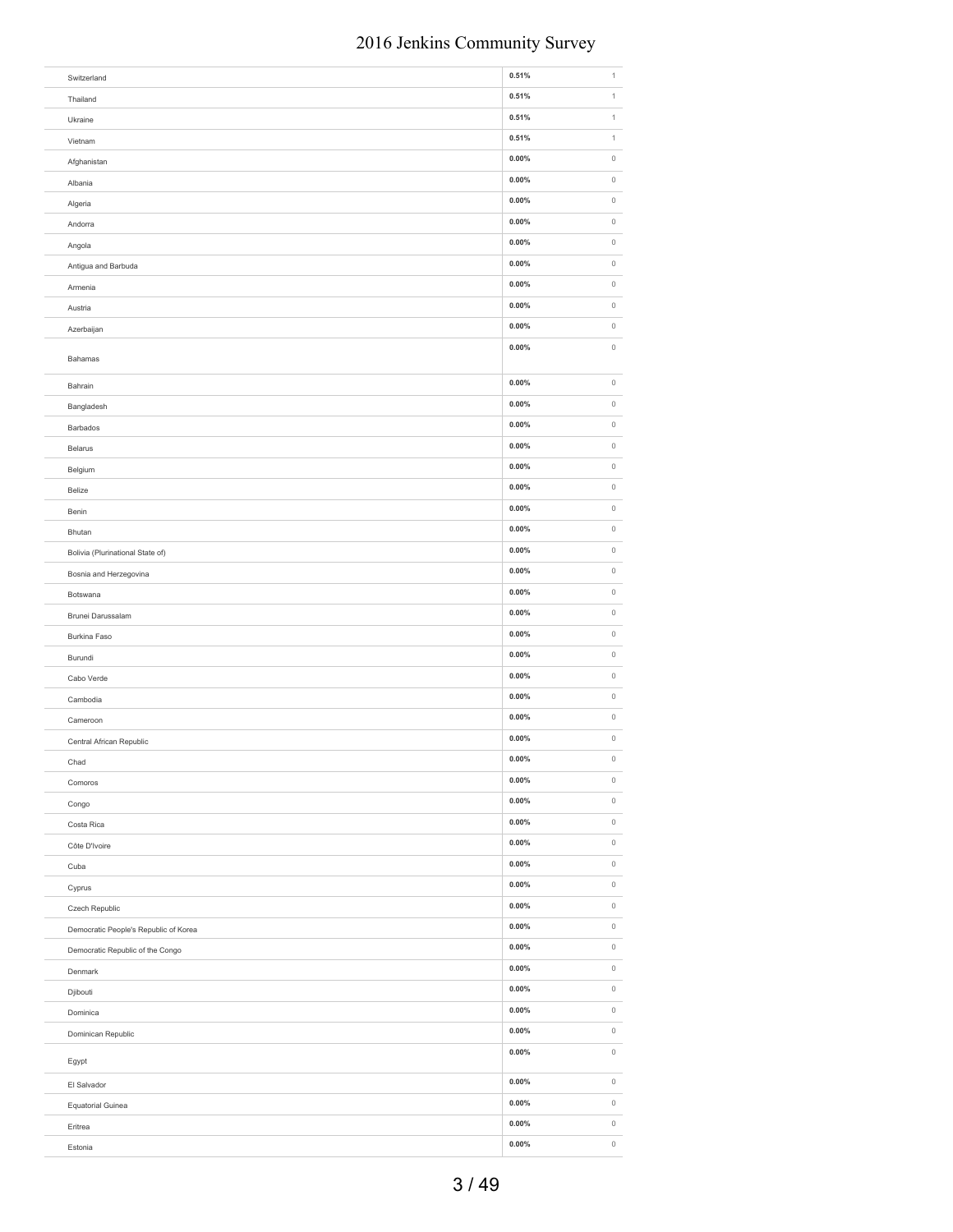| | | |
|---|---|---|
| Switzerland | 0.51% | 1 |
| Thailand | 0.51% | 1 |
| Ukraine | 0.51% | 1 |
| Vietnam | 0.51% | 1 |
| Afghanistan | 0.00% | 0 |
| Albania | 0.00% | 0 |
| Algeria | 0.00% | 0 |
| Andorra | 0.00% | 0 |
| Angola | 0.00% | 0 |
| Antigua and Barbuda | 0.00% | 0 |
| Armenia | 0.00% | 0 |
| Austria | 0.00% | 0 |
| Azerbaijan | 0.00% | 0 |
| Bahamas | 0.00% | 0 |
| Bahrain | 0.00% | 0 |
| Bangladesh | 0.00% | 0 |
| Barbados | 0.00% | 0 |
| Belarus | 0.00% | 0 |
| Belgium | 0.00% | 0 |
| Belize | 0.00% | 0 |
| Benin | 0.00% | 0 |
| Bhutan | 0.00% | 0 |
| Bolivia (Plurinational State of) | 0.00% | 0 |
| Bosnia and Herzegovina | 0.00% | 0 |
| Botswana | 0.00% | 0 |
| Brunei Darussalam | 0.00% | 0 |
| Burkina Faso | 0.00% | 0 |
| Burundi | 0.00% | 0 |
| Cabo Verde | 0.00% | 0 |
| Cambodia | 0.00% | 0 |
| Cameroon | 0.00% | 0 |
| Central African Republic | 0.00% | 0 |
| Chad | 0.00% | 0 |
| Comoros | 0.00% | 0 |
| Congo | 0.00% | 0 |
| Costa Rica | 0.00% | 0 |
| Côte D'Ivoire | 0.00% | 0 |
| Cuba | 0.00% | 0 |
| Cyprus | 0.00% | 0 |
| Czech Republic | 0.00% | 0 |
| Democratic People's Republic of Korea | 0.00% | 0 |
| Democratic Republic of the Congo | 0.00% | 0 |
| Denmark | 0.00% | 0 |
| Djibouti | 0.00% | 0 |
| Dominica | 0.00% | 0 |
| Dominican Republic | 0.00% | 0 |
| Egypt | 0.00% | 0 |
| El Salvador | 0.00% | 0 |
| Equatorial Guinea | 0.00% | 0 |
| Eritrea | 0.00% | 0 |
| Estonia | 0.00% | 0 |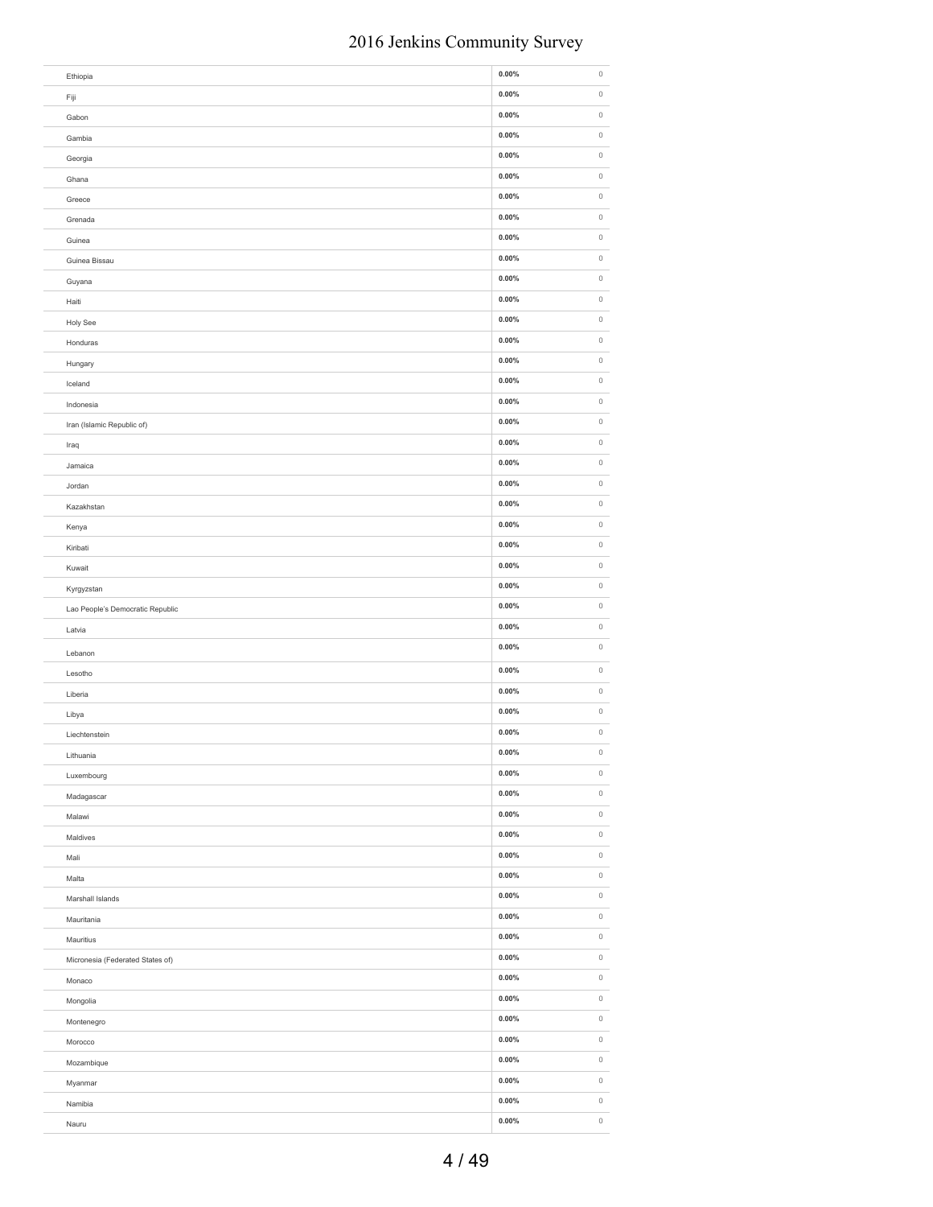| | | |
|---|---|---|
| Ethiopia | **0.00%** | 0 |
| Fiji | **0.00%** | 0 |
| Gabon | **0.00%** | 0 |
| Gambia | **0.00%** | 0 |
| Georgia | **0.00%** | 0 |
| Ghana | **0.00%** | 0 |
| Greece | **0.00%** | 0 |
| Grenada | **0.00%** | 0 |
| Guinea | **0.00%** | 0 |
| Guinea Bissau | **0.00%** | 0 |
| Guyana | **0.00%** | 0 |
| Haiti | **0.00%** | 0 |
| Holy See | **0.00%** | 0 |
| Honduras | **0.00%** | 0 |
| Hungary | **0.00%** | 0 |
| Iceland | **0.00%** | 0 |
| Indonesia | **0.00%** | 0 |
| Iran (Islamic Republic of) | **0.00%** | 0 |
| Iraq | **0.00%** | 0 |
| Jamaica | **0.00%** | 0 |
| Jordan | **0.00%** | 0 |
| Kazakhstan | **0.00%** | 0 |
| Kenya | **0.00%** | 0 |
| Kiribati | **0.00%** | 0 |
| Kuwait | **0.00%** | 0 |
| Kyrgyzstan | **0.00%** | 0 |
| Lao People's Democratic Republic | **0.00%** | 0 |
| Latvia | **0.00%** | 0 |
| Lebanon | **0.00%** | 0 |
| Lesotho | **0.00%** | 0 |
| Liberia | **0.00%** | 0 |
| Libya | **0.00%** | 0 |
| Liechtenstein | **0.00%** | 0 |
| Lithuania | **0.00%** | 0 |
| Luxembourg | **0.00%** | 0 |
| Madagascar | **0.00%** | 0 |
| Malawi | **0.00%** | 0 |
| Maldives | **0.00%** | 0 |
| Mali | **0.00%** | 0 |
| Malta | **0.00%** | 0 |
| Marshall Islands | **0.00%** | 0 |
| Mauritania | **0.00%** | 0 |
| Mauritius | **0.00%** | 0 |
| Micronesia (Federated States of) | **0.00%** | 0 |
| Monaco | **0.00%** | 0 |
| Mongolia | **0.00%** | 0 |
| Montenegro | **0.00%** | 0 |
| Morocco | **0.00%** | 0 |
| Mozambique | **0.00%** | 0 |
| Myanmar | **0.00%** | 0 |
| Namibia | **0.00%** | 0 |
| Nauru | **0.00%** | 0 |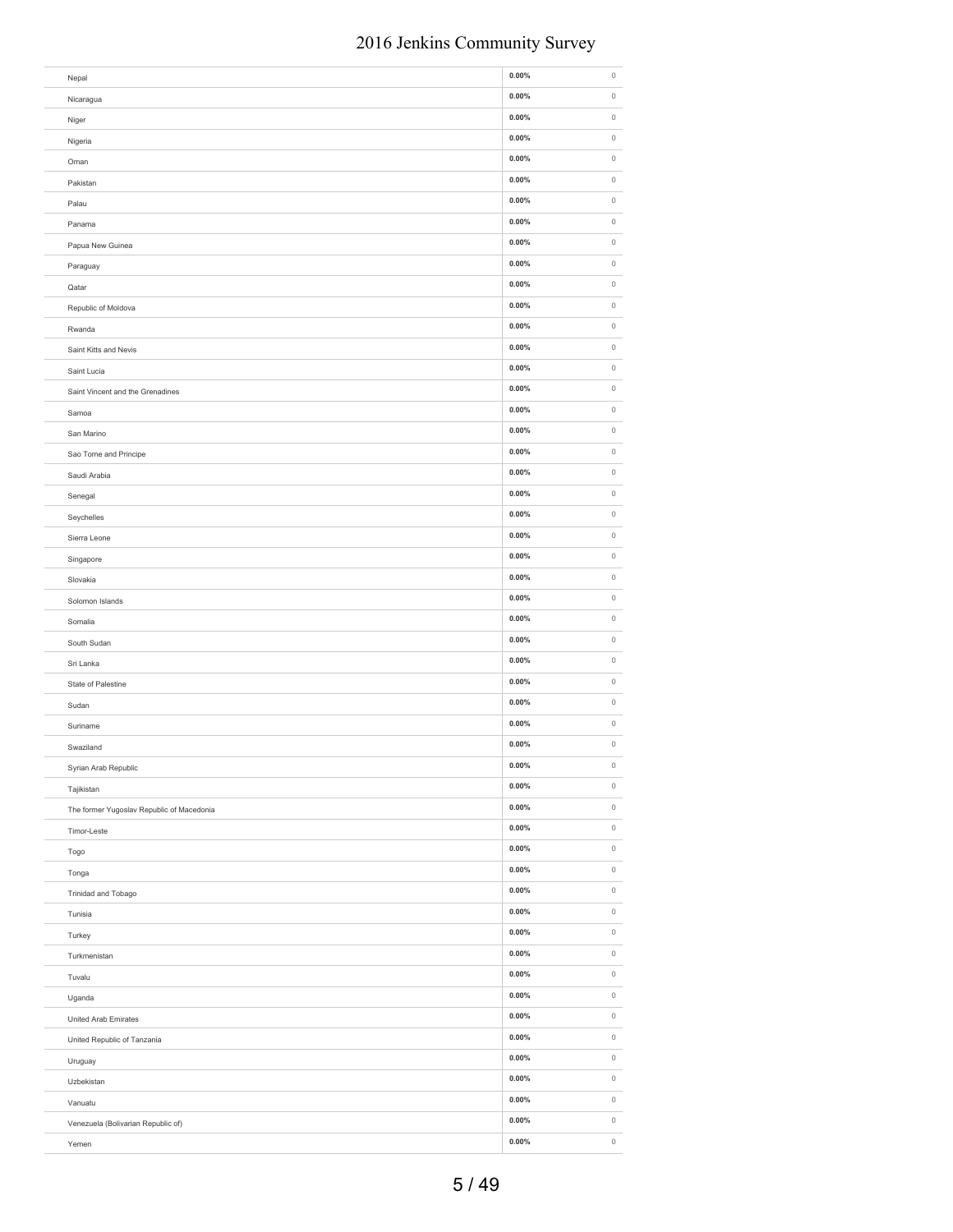| | | |
|---|---|---|
| Nepal | 0.00% | 0 |
| Nicaragua | 0.00% | 0 |
| Niger | 0.00% | 0 |
| Nigeria | 0.00% | 0 |
| Oman | 0.00% | 0 |
| Pakistan | 0.00% | 0 |
| Palau | 0.00% | 0 |
| Panama | 0.00% | 0 |
| Papua New Guinea | 0.00% | 0 |
| Paraguay | 0.00% | 0 |
| Qatar | 0.00% | 0 |
| Republic of Moldova | 0.00% | 0 |
| Rwanda | 0.00% | 0 |
| Saint Kitts and Nevis | 0.00% | 0 |
| Saint Lucia | 0.00% | 0 |
| Saint Vincent and the Grenadines | 0.00% | 0 |
| Samoa | 0.00% | 0 |
| San Marino | 0.00% | 0 |
| Sao Tome and Principe | 0.00% | 0 |
| Saudi Arabia | 0.00% | 0 |
| Senegal | 0.00% | 0 |
| Seychelles | 0.00% | 0 |
| Sierra Leone | 0.00% | 0 |
| Singapore | 0.00% | 0 |
| Slovakia | 0.00% | 0 |
| Solomon Islands | 0.00% | 0 |
| Somalia | 0.00% | 0 |
| South Sudan | 0.00% | 0 |
| Sri Lanka | 0.00% | 0 |
| State of Palestine | 0.00% | 0 |
| Sudan | 0.00% | 0 |
| Suriname | 0.00% | 0 |
| Swaziland | 0.00% | 0 |
| Syrian Arab Republic | 0.00% | 0 |
| Tajikistan | 0.00% | 0 |
| The former Yugoslav Republic of Macedonia | 0.00% | 0 |
| Timor-Leste | 0.00% | 0 |
| Togo | 0.00% | 0 |
| Tonga | 0.00% | 0 |
| Trinidad and Tobago | 0.00% | 0 |
| Tunisia | 0.00% | 0 |
| Turkey | 0.00% | 0 |
| Turkmenistan | 0.00% | 0 |
| Tuvalu | 0.00% | 0 |
| Uganda | 0.00% | 0 |
| United Arab Emirates | 0.00% | 0 |
| United Republic of Tanzania | 0.00% | 0 |
| Uruguay | 0.00% | 0 |
| Uzbekistan | 0.00% | 0 |
| Vanuatu | 0.00% | 0 |
| Venezuela (Bolivarian Republic of) | 0.00% | 0 |
| Yemen | 0.00% | 0 |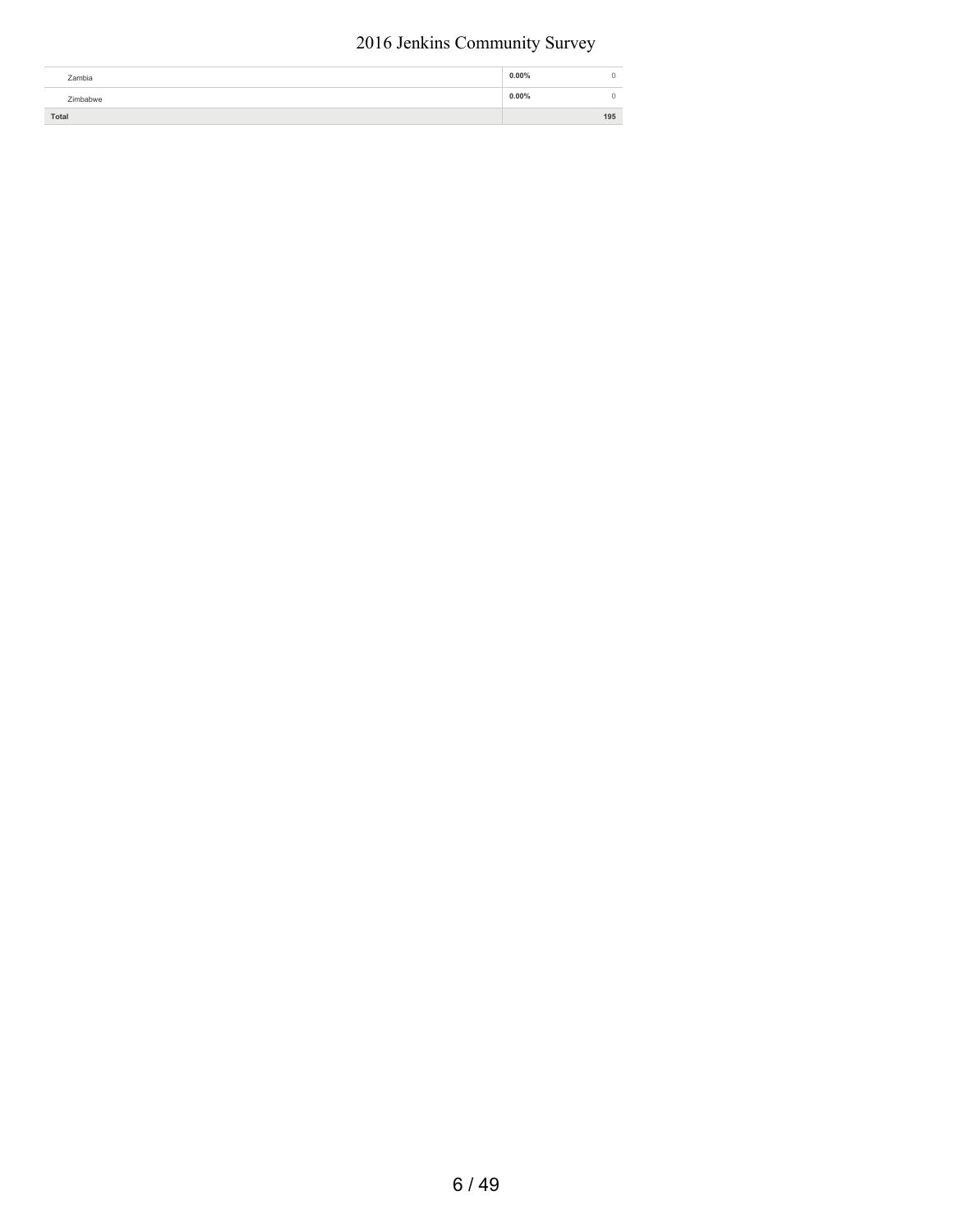| | | |
|---|---|---|
| Zambia | 0.00% | 0 |
| Zimbabwe | 0.00% | 0 |
| Total | | 195 |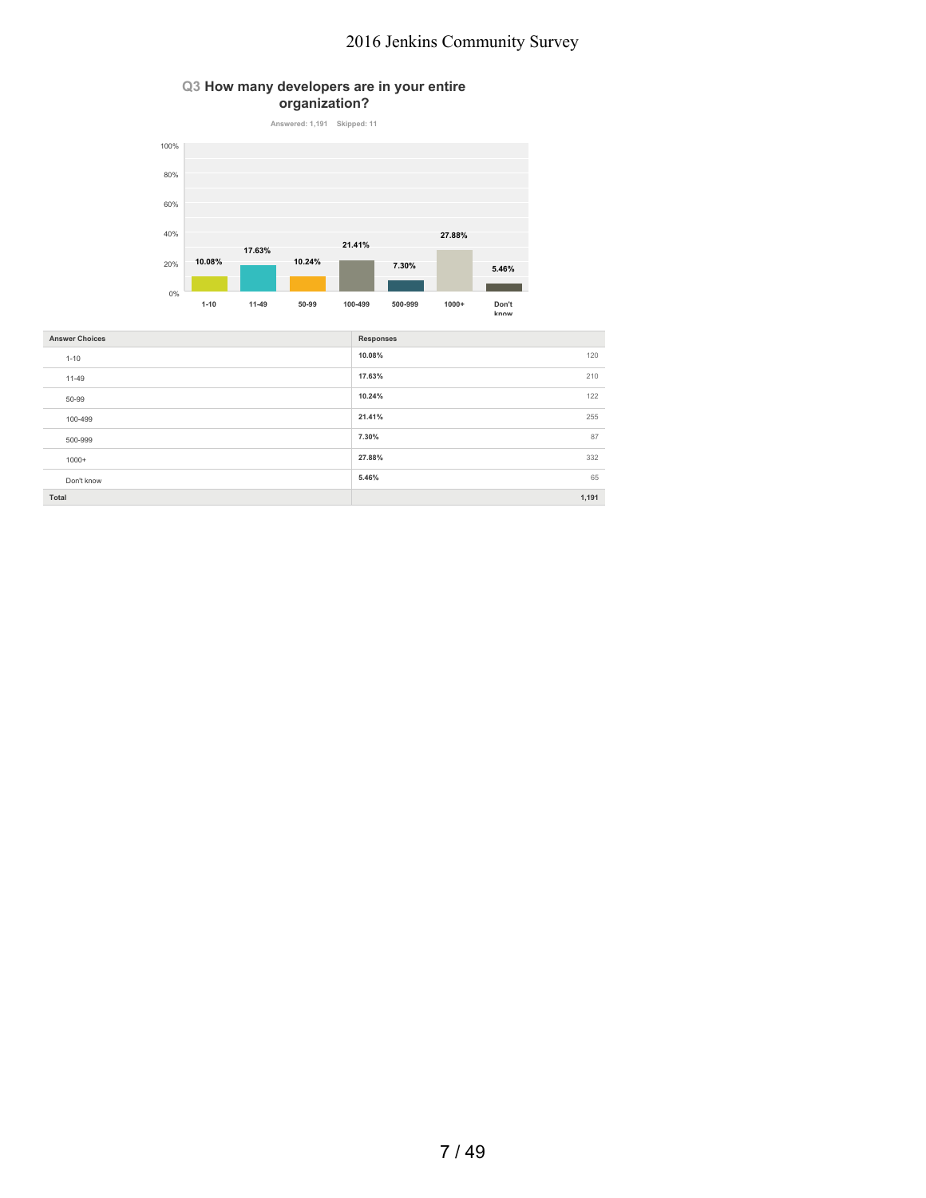## Q3 How many developers are in your entire organization?

Answered: 1,191 Skipped: 11

| Answer Choices | Responses | |
|---|---|---|
| 1-10 | 10.08% | 120 |
| 11-49 | 17.63% | 210 |
| 50-99 | 10.24% | 122 |
| 100-499 | 21.41% | 255 |
| 500-999 | 7.30% | 87 |
| 1000+ | 27.88% | 332 |
| Don't know | 5.46% | 65 |
| **Total** | | **1,191** |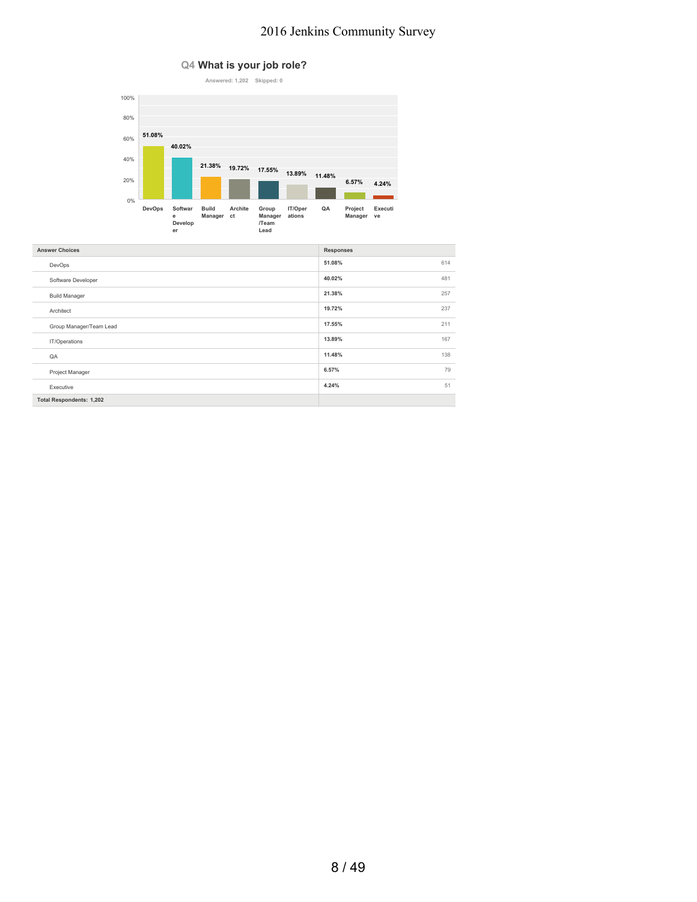## Q4 What is your job role?

Answered: 1,202 Skipped: 0

| Answer Choices | Responses | |
|---|---|---|
| DevOps | 51.08% | 614 |
| Software Developer | 40.02% | 481 |
| Build Manager | 21.38% | 257 |
| Architect | 19.72% | 237 |
| Group Manager/Team Lead | 17.55% | 211 |
| IT/Operations | 13.89% | 167 |
| QA | 11.48% | 138 |
| Project Manager | 6.57% | 79 |
| Executive | 4.24% | 51 |
| Total Respondents: 1,202 | | |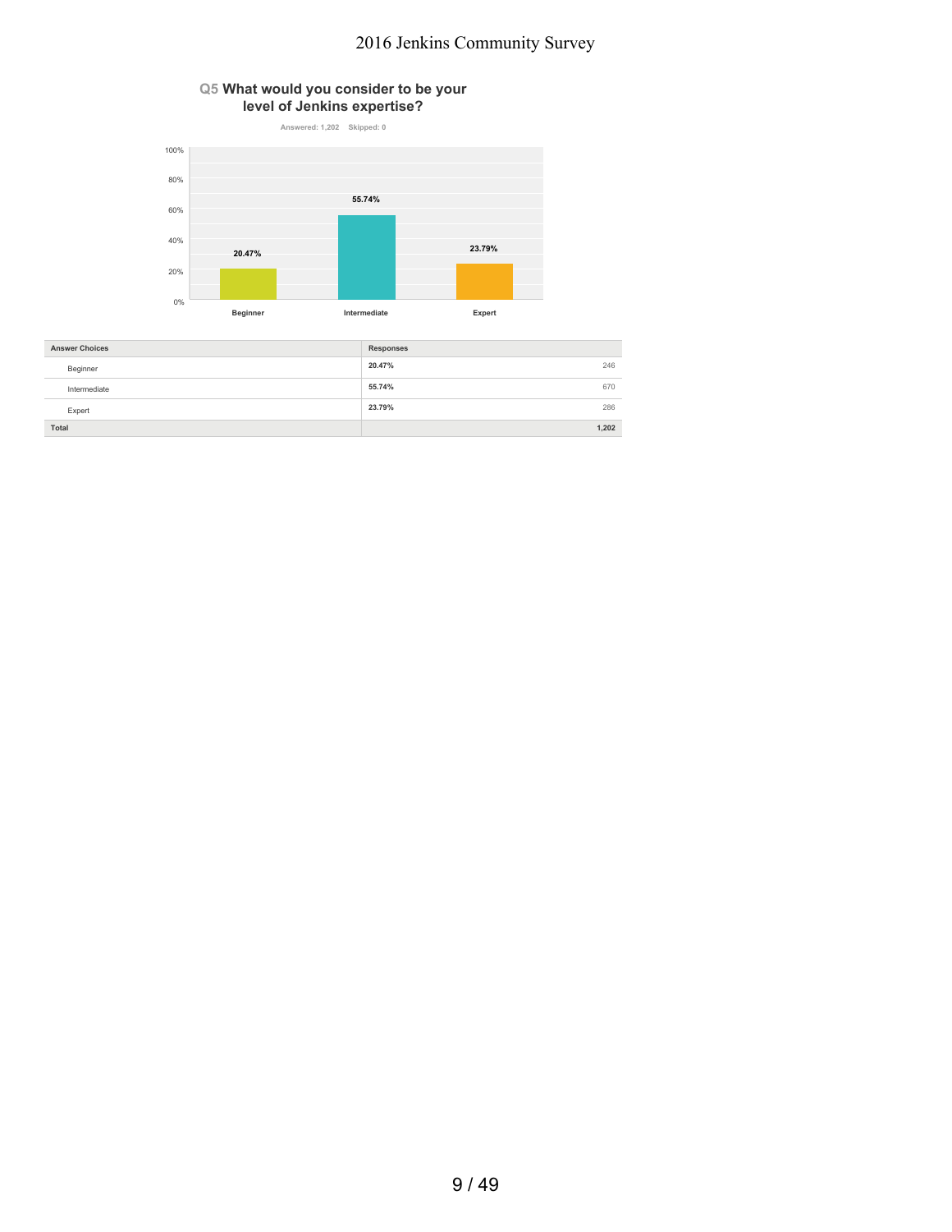## Q5 What would you consider to be your level of Jenkins expertise?

Answered: 1,202 Skipped: 0

| Answer Choices | Responses | |
|---|---|---|
| Beginner | 20.47% | 246 |
| Intermediate | 55.74% | 670 |
| Expert | 23.79% | 286 |
| **Total** | | **1,202** |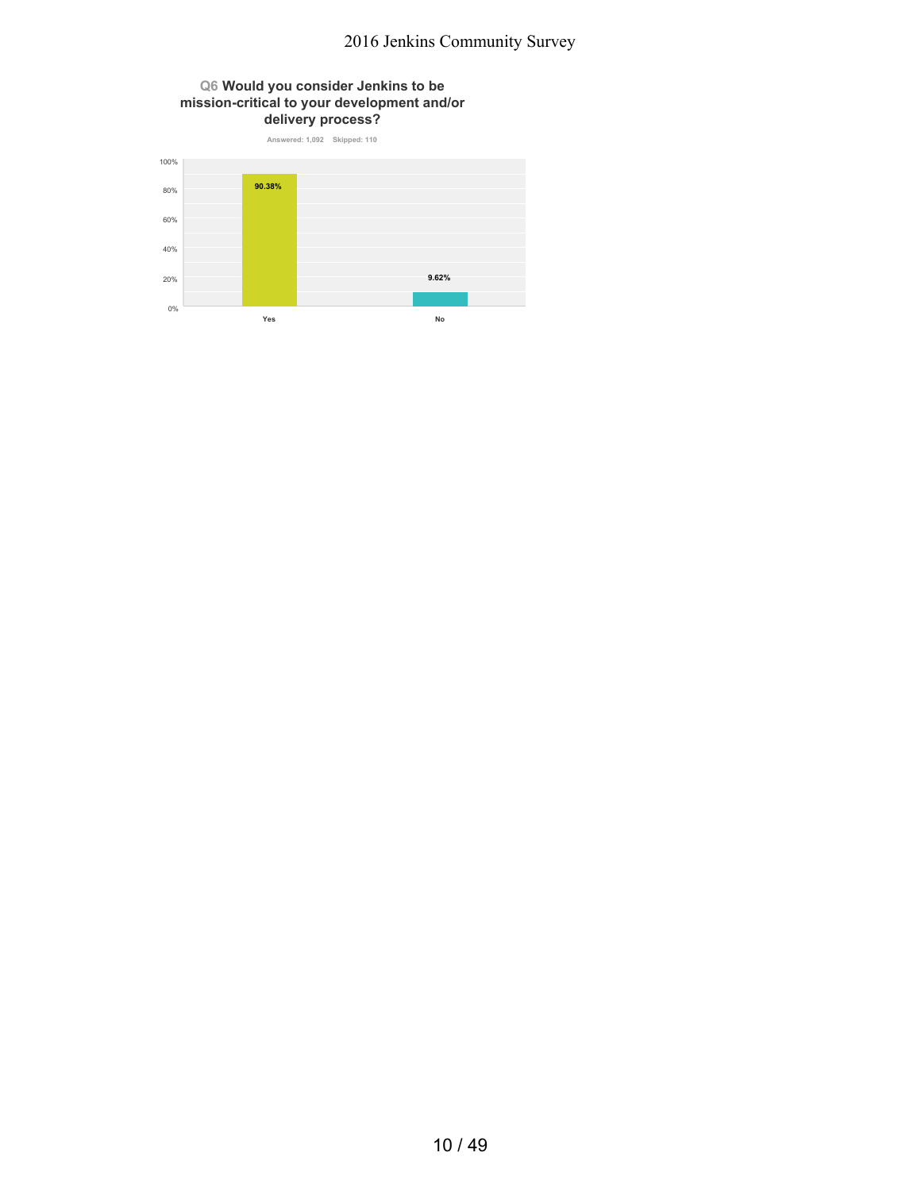## Q6 Would you consider Jenkins to be mission-critical to your development and/or delivery process?

Answered: 1,092 Skipped: 110

| Answer | Percentage |
| --- | --- |
| Yes | 90.38% |
| No | 9.62% |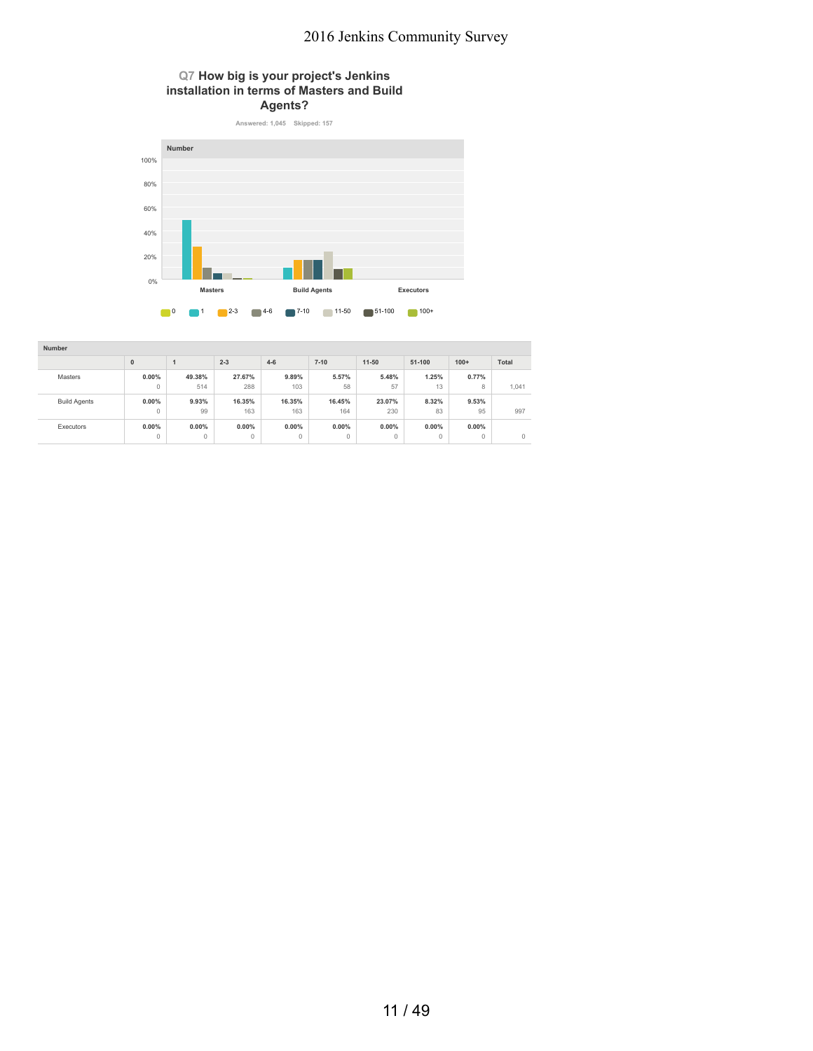## Q7 How big is your project's Jenkins installation in terms of Masters and Build Agents?

Answered: 1,045 Skipped: 157

| Number | 0 | 1 | 2-3 | 4-6 | 7-10 | 11-50 | 51-100 | 100+ | Total |
|---|---|---|---|---|---|---|---|---|---|
| Masters | 0.00% 0 | 49.38% 514 | 27.67% 288 | 9.89% 103 | 5.57% 58 | 5.48% 57 | 1.25% 13 | 0.77% 8 | 1,041 |
| Build Agents | 0.00% 0 | 9.93% 99 | 16.35% 163 | 16.35% 163 | 16.45% 164 | 23.07% 230 | 8.32% 83 | 9.53% 95 | 997 |
| Executors | 0.00% 0 | 0.00% 0 | 0.00% 0 | 0.00% 0 | 0.00% 0 | 0.00% 0 | 0.00% 0 | 0.00% 0 | 0 |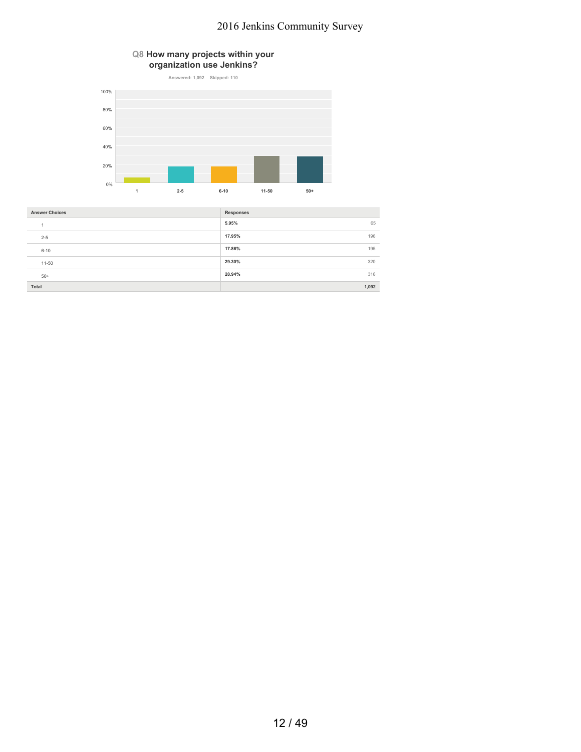## Q8 How many projects within your organization use Jenkins?

Answered: 1,092 Skipped: 110

| Answer Choices | Responses | |
|---|---|---|
| 1 | 5.95% | 65 |
| 2-5 | 17.95% | 196 |
| 6-10 | 17.86% | 195 |
| 11-50 | 29.30% | 320 |
| 50+ | 28.94% | 316 |
| Total | | 1,092 |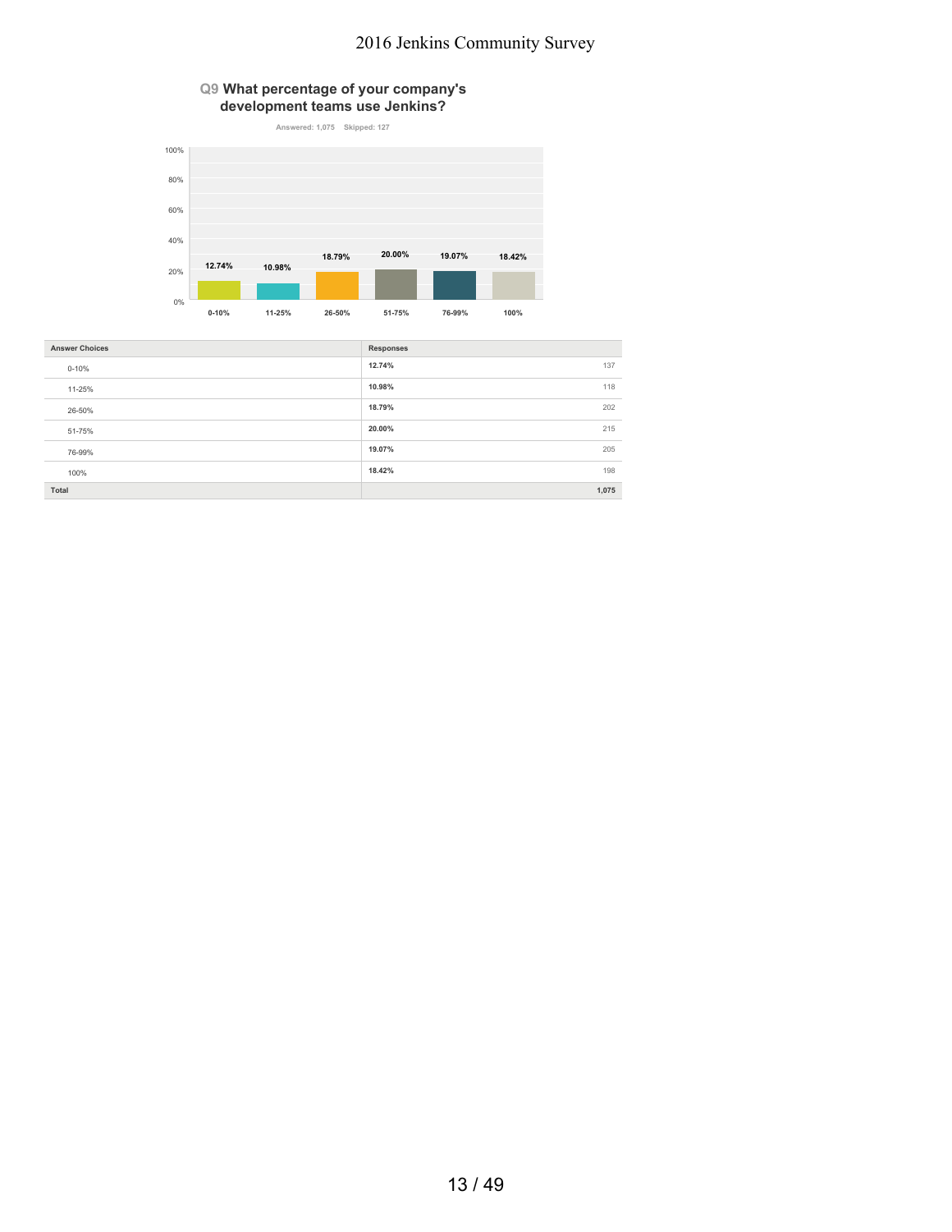## Q9 What percentage of your company's development teams use Jenkins?

Answered: 1,075 Skipped: 127

| Answer Choices | Responses | |
|---|---|---|
| 0-10% | 12.74% | 137 |
| 11-25% | 10.98% | 118 |
| 26-50% | 18.79% | 202 |
| 51-75% | 20.00% | 215 |
| 76-99% | 19.07% | 205 |
| 100% | 18.42% | 198 |
| Total | | 1,075 |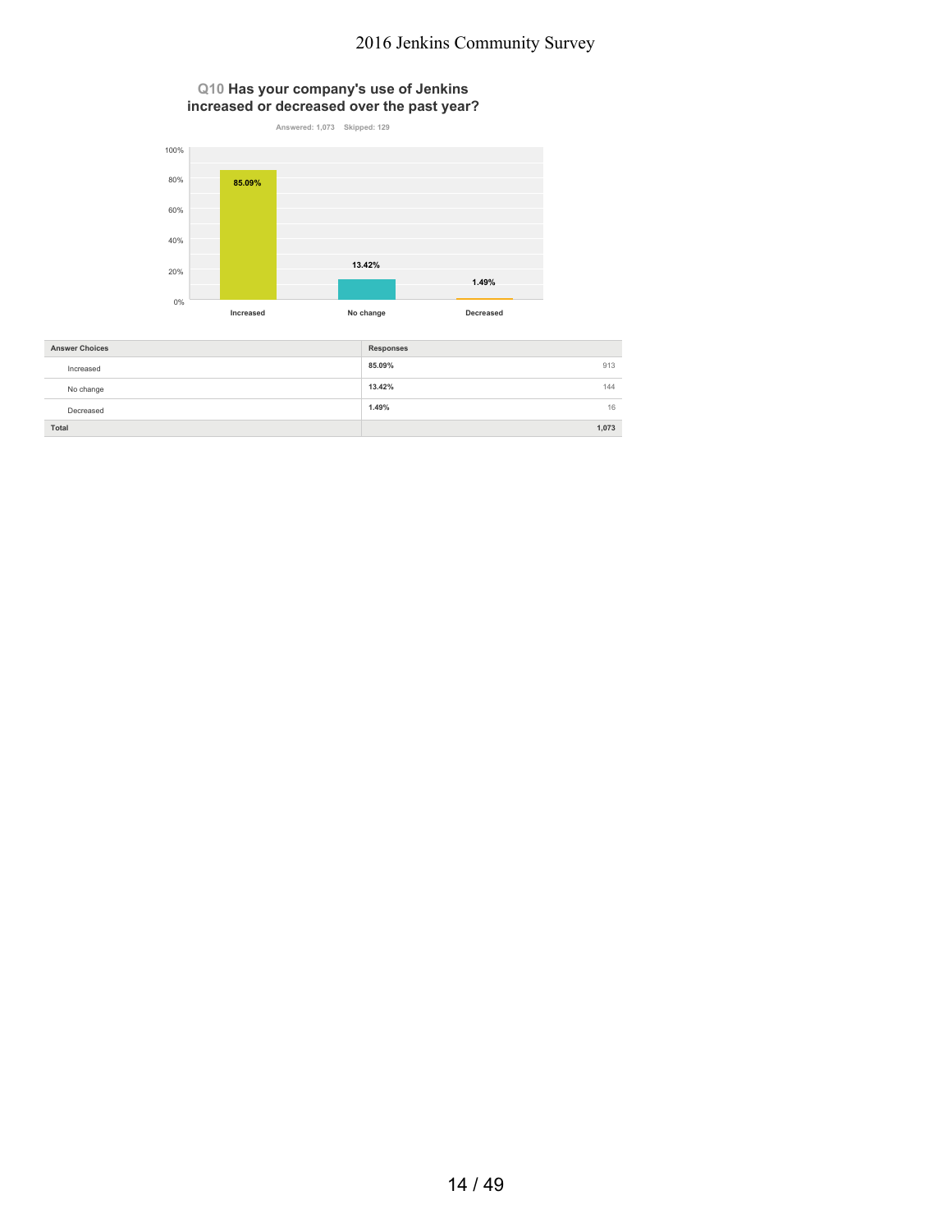## Q10 Has your company's use of Jenkins increased or decreased over the past year?

Answered: 1,073 Skipped: 129

| Answer Choices | Responses | |
|---|---|---|
| Increased | 85.09% | 913 |
| No change | 13.42% | 144 |
| Decreased | 1.49% | 16 |
| Total | | 1,073 |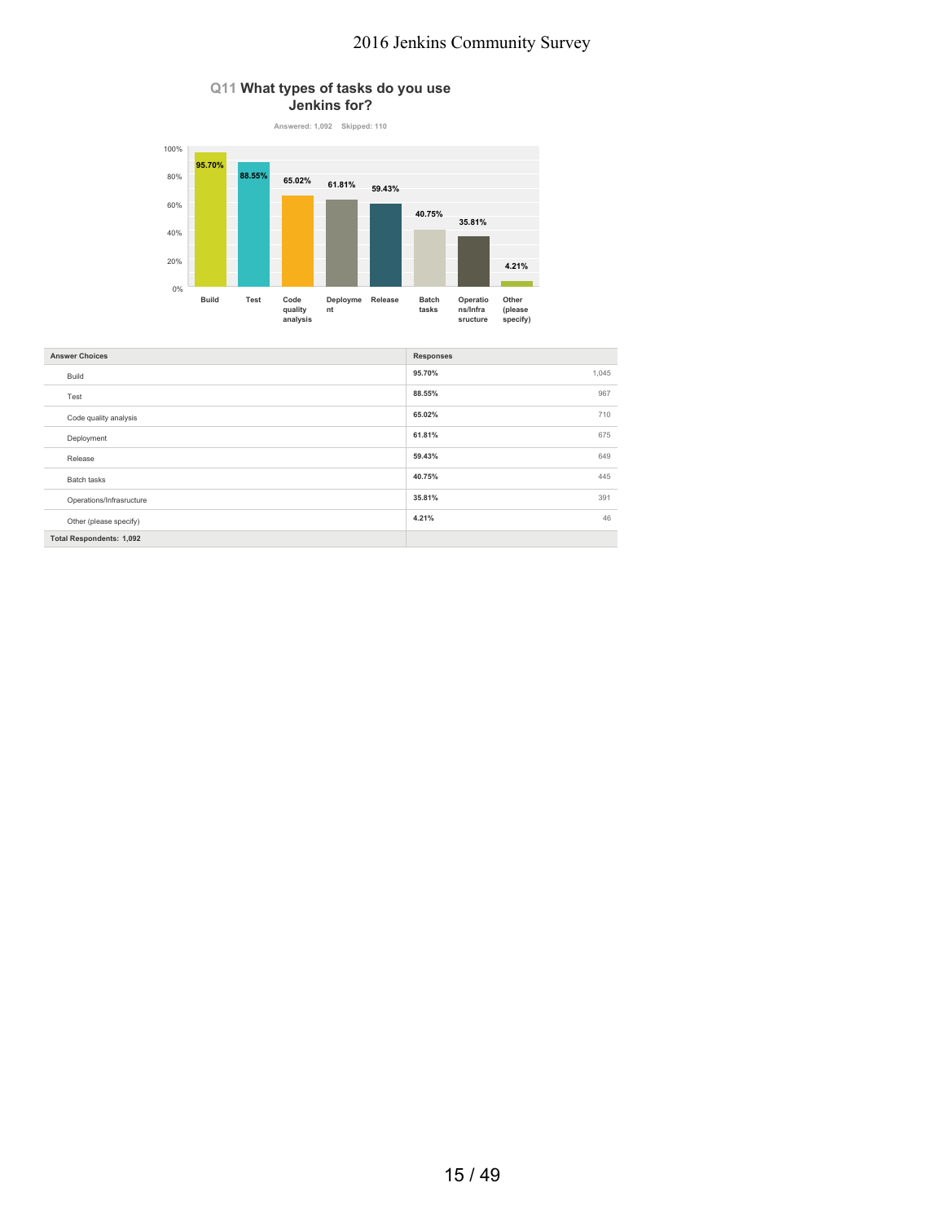## Q11 What types of tasks do you use Jenkins for?

Answered: 1,092 Skipped: 110

| Answer Choices | Responses | |
|---|---|---|
| Build | 95.70% | 1,045 |
| Test | 88.55% | 967 |
| Code quality analysis | 65.02% | 710 |
| Deployment | 61.81% | 675 |
| Release | 59.43% | 649 |
| Batch tasks | 40.75% | 445 |
| Operations/Infrasructure | 35.81% | 391 |
| Other (please specify) | 4.21% | 46 |
| **Total Respondents: 1,092** | | |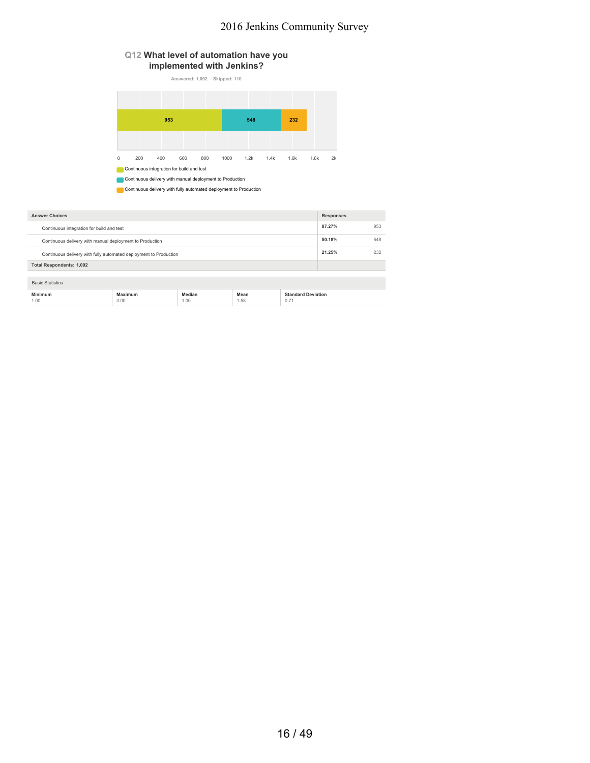## Q12 What level of automation have you implemented with Jenkins?

Answered: 1,092 Skipped: 110

| Answer Choices | Responses | |
|---|---|---|
| Continuous integration for build and test | 87.27% | 953 |
| Continuous delivery with manual deployment to Production | 50.18% | 548 |
| Continuous delivery with fully automated deployment to Production | 21.25% | 232 |
| **Total Respondents: 1,092** | | |

Basic Statistics

| Minimum | Maximum | Median | Mean | Standard Deviation |
|---|---|---|---|---|
| 1.00 | 3.00 | 1.00 | 1.58 | 0.71 |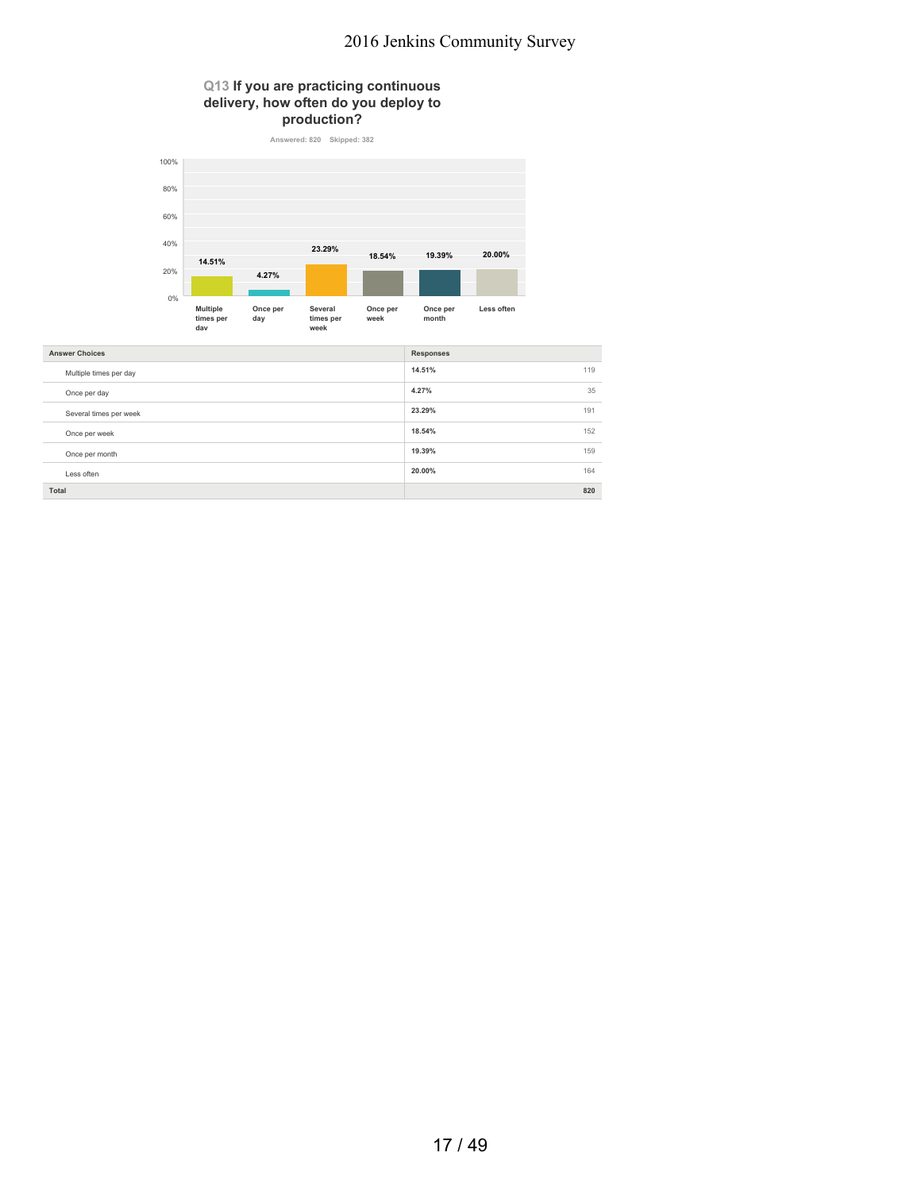## Q13 If you are practicing continuous delivery, how often do you deploy to production?

Answered: 820 Skipped: 382

| Answer Choices | Responses | |
|---|---|---|
| Multiple times per day | 14.51% | 119 |
| Once per day | 4.27% | 35 |
| Several times per week | 23.29% | 191 |
| Once per week | 18.54% | 152 |
| Once per month | 19.39% | 159 |
| Less often | 20.00% | 164 |
| **Total** | | **820** |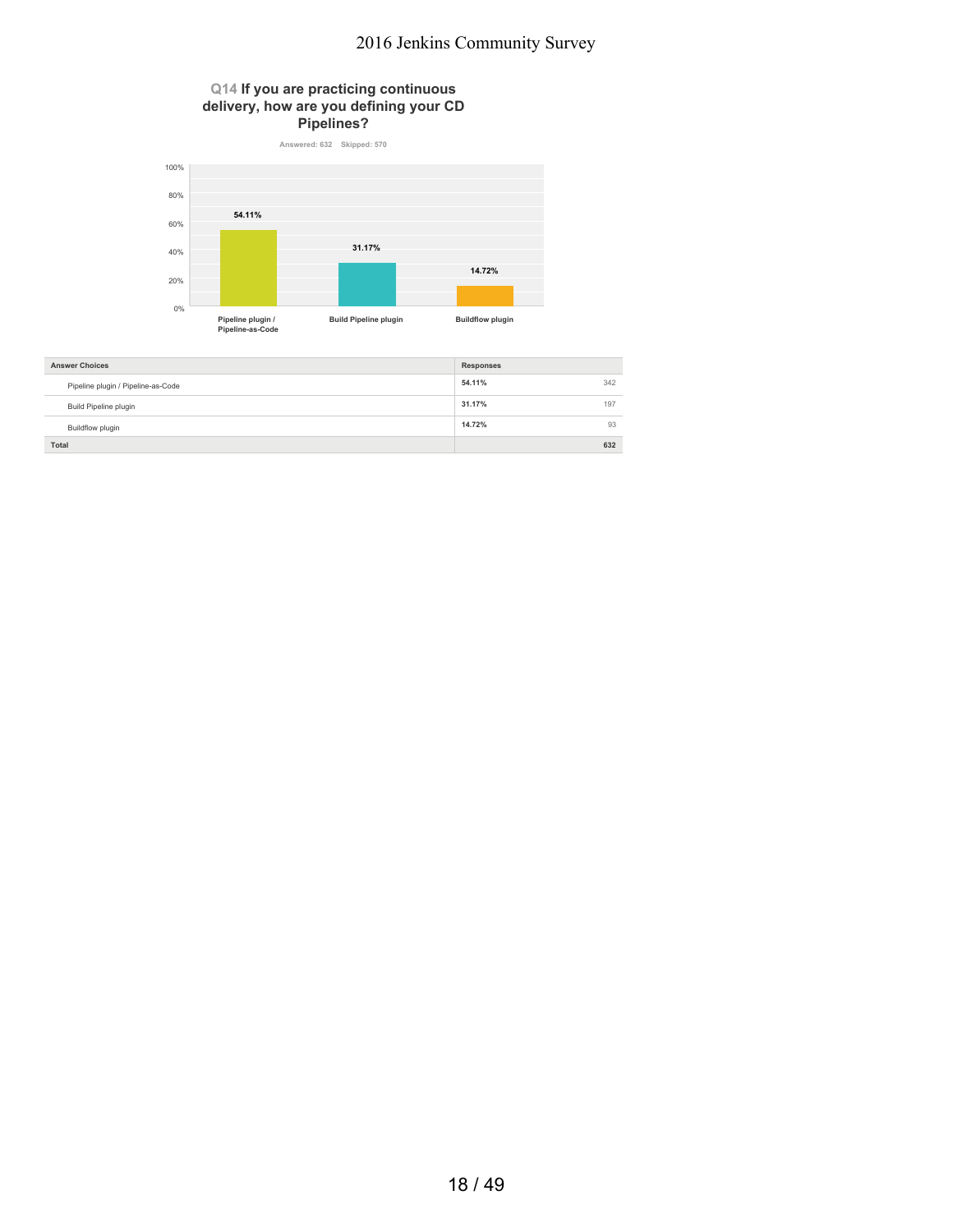## Q14 If you are practicing continuous delivery, how are you defining your CD Pipelines?

Answered: 632 Skipped: 570

| Answer Choices | Responses | |
|---|---|---|
| Pipeline plugin / Pipeline-as-Code | 54.11% | 342 |
| Build Pipeline plugin | 31.17% | 197 |
| Buildflow plugin | 14.72% | 93 |
| Total | | 632 |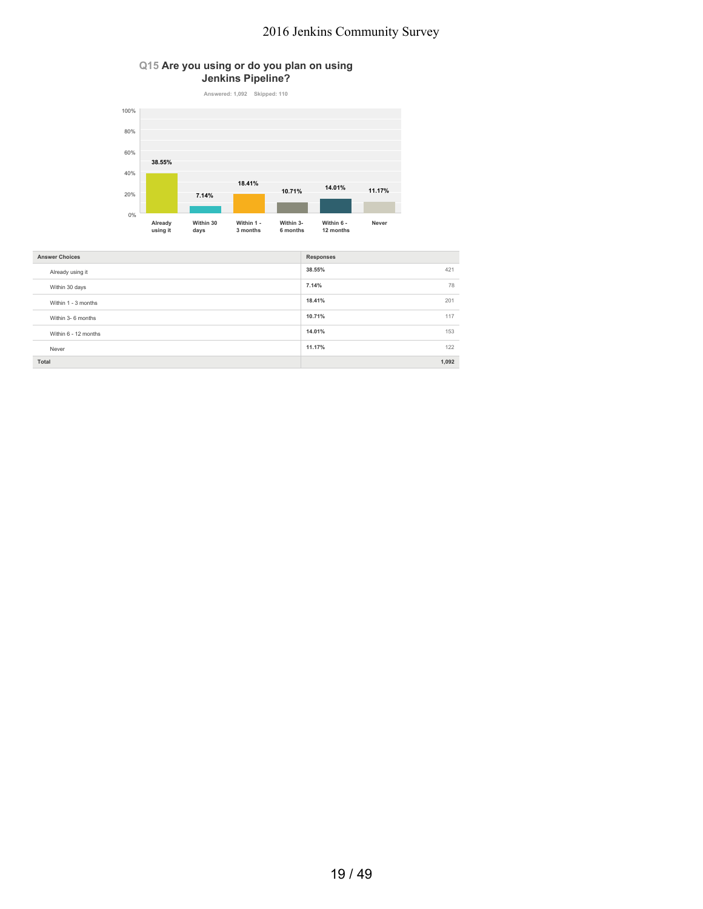## Q15 Are you using or do you plan on using Jenkins Pipeline?

Answered: 1,092 Skipped: 110

| Answer Choices | Responses | |
|---|---|---|
| Already using it | 38.55% | 421 |
| Within 30 days | 7.14% | 78 |
| Within 1 - 3 months | 18.41% | 201 |
| Within 3- 6 months | 10.71% | 117 |
| Within 6 - 12 months | 14.01% | 153 |
| Never | 11.17% | 122 |
| Total | | 1,092 |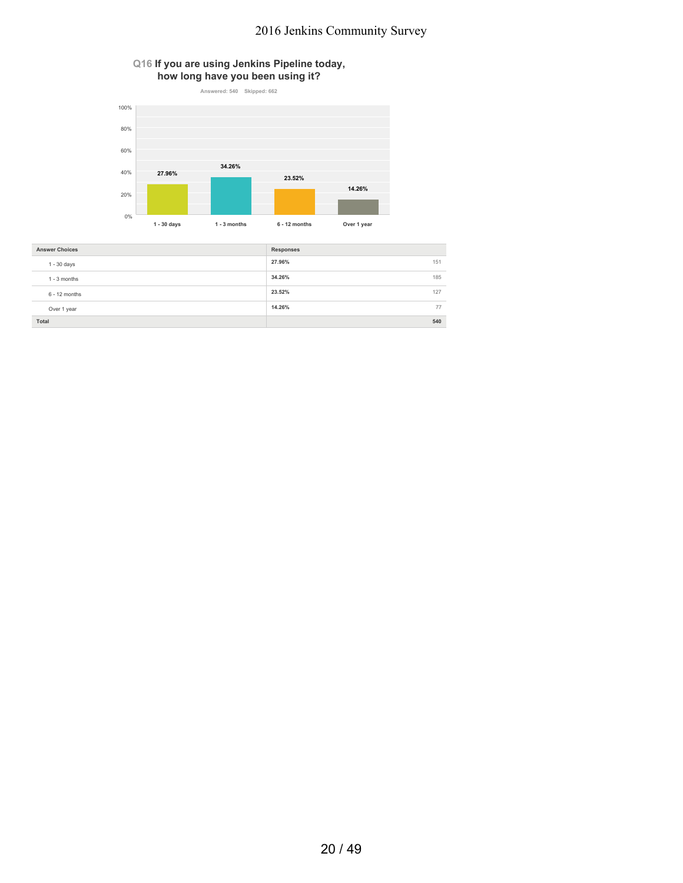## Q16 If you are using Jenkins Pipeline today, how long have you been using it?

Answered: 540 Skipped: 662

| Answer Choices | Responses | |
|---|---|---|
| 1 - 30 days | 27.96% | 151 |
| 1 - 3 months | 34.26% | 185 |
| 6 - 12 months | 23.52% | 127 |
| Over 1 year | 14.26% | 77 |
| **Total** | | **540** |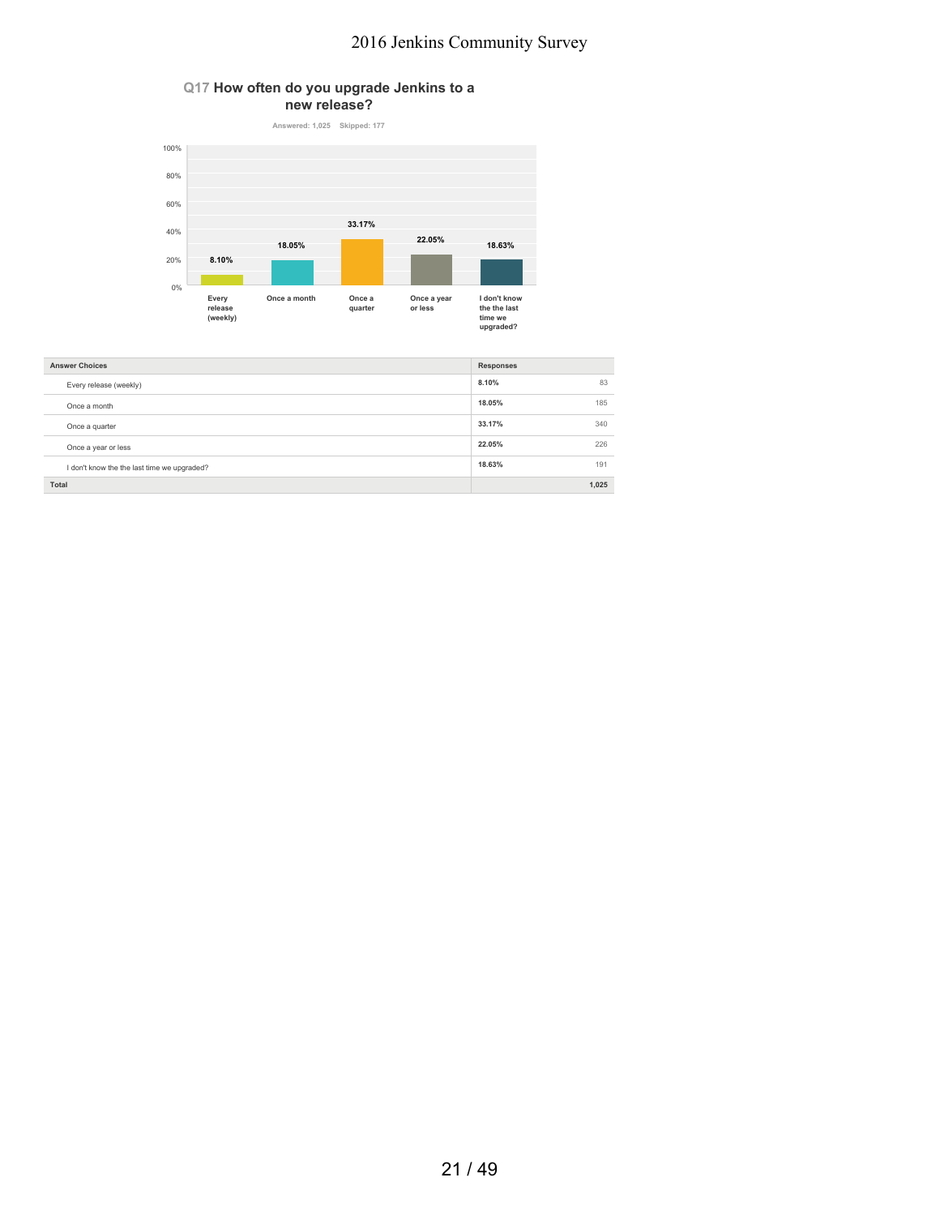## Q17 How often do you upgrade Jenkins to a new release?

Answered: 1,025 Skipped: 177

| Answer Choices | Responses | |
|---|---|---|
| Every release (weekly) | 8.10% | 83 |
| Once a month | 18.05% | 185 |
| Once a quarter | 33.17% | 340 |
| Once a year or less | 22.05% | 226 |
| I don't know the the last time we upgraded? | 18.63% | 191 |
| **Total** | | **1,025** |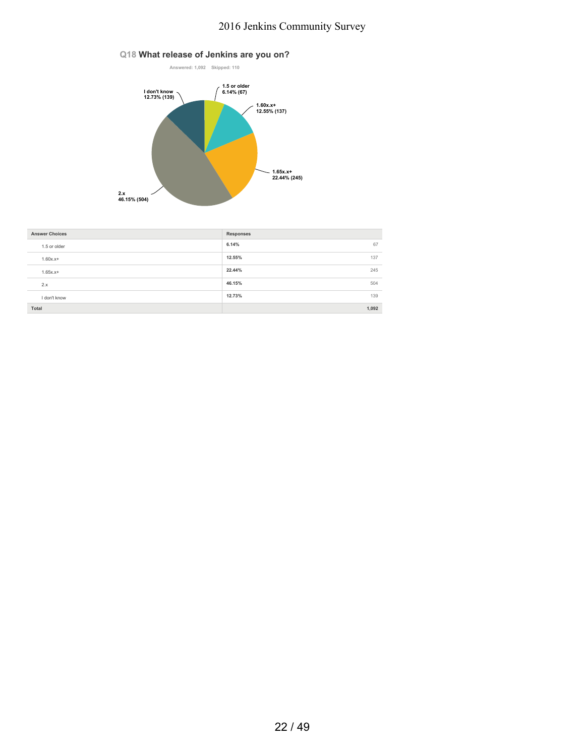## Q18 What release of Jenkins are you on?

Answered: 1,092 Skipped: 110

| Answer Choices | Responses | |
|---|---|---|
| 1.5 or older | 6.14% | 67 |
| 1.60x.x+ | 12.55% | 137 |
| 1.65x.x+ | 22.44% | 245 |
| 2.x | 46.15% | 504 |
| I don't know | 12.73% | 139 |
| Total | | 1,092 |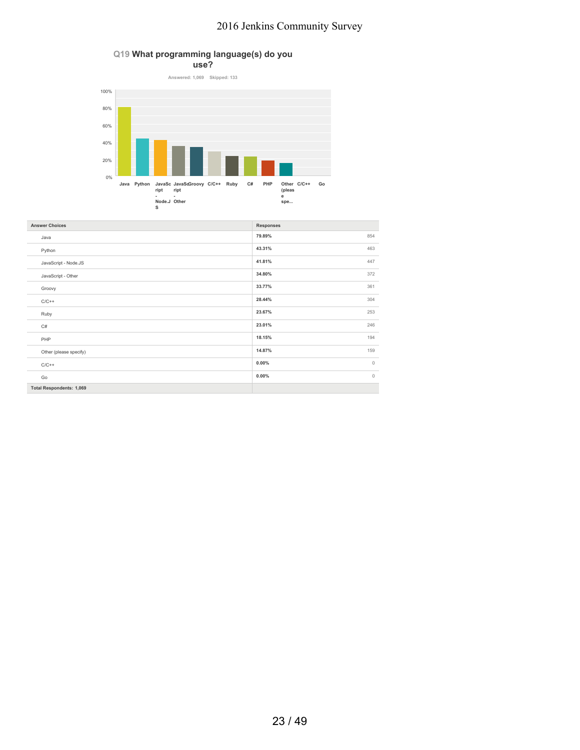## Q19 What programming language(s) do you use?

Answered: 1,069 Skipped: 133

| Answer Choices | Responses | |
|---|---|---|
| Java | 79.89% | 854 |
| Python | 43.31% | 463 |
| JavaScript - Node.JS | 41.81% | 447 |
| JavaScript - Other | 34.80% | 372 |
| Groovy | 33.77% | 361 |
| C/C++ | 28.44% | 304 |
| Ruby | 23.67% | 253 |
| C# | 23.01% | 246 |
| PHP | 18.15% | 194 |
| Other (please specify) | 14.87% | 159 |
| C/C++ | 0.00% | 0 |
| Go | 0.00% | 0 |
| Total Respondents: 1,069 | | |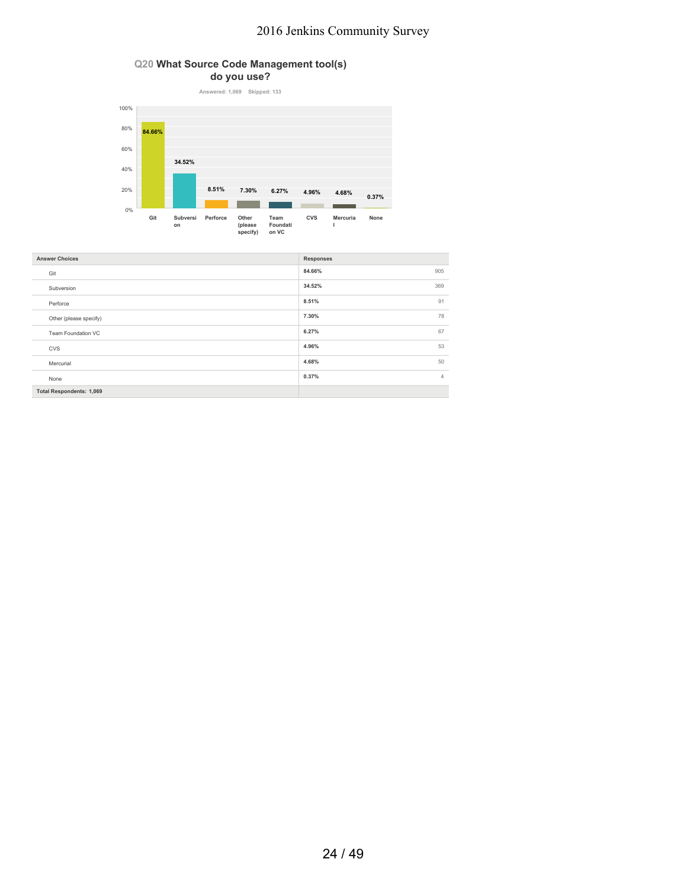## Q20 What Source Code Management tool(s) do you use?

Answered: 1,069 Skipped: 133

| Answer Choices | Responses | |
|---|---|---|
| Git | 84.66% | 905 |
| Subversion | 34.52% | 369 |
| Perforce | 8.51% | 91 |
| Other (please specify) | 7.30% | 78 |
| Team Foundation VC | 6.27% | 67 |
| CVS | 4.96% | 53 |
| Mercurial | 4.68% | 50 |
| None | 0.37% | 4 |
| **Total Respondents: 1,069** | | |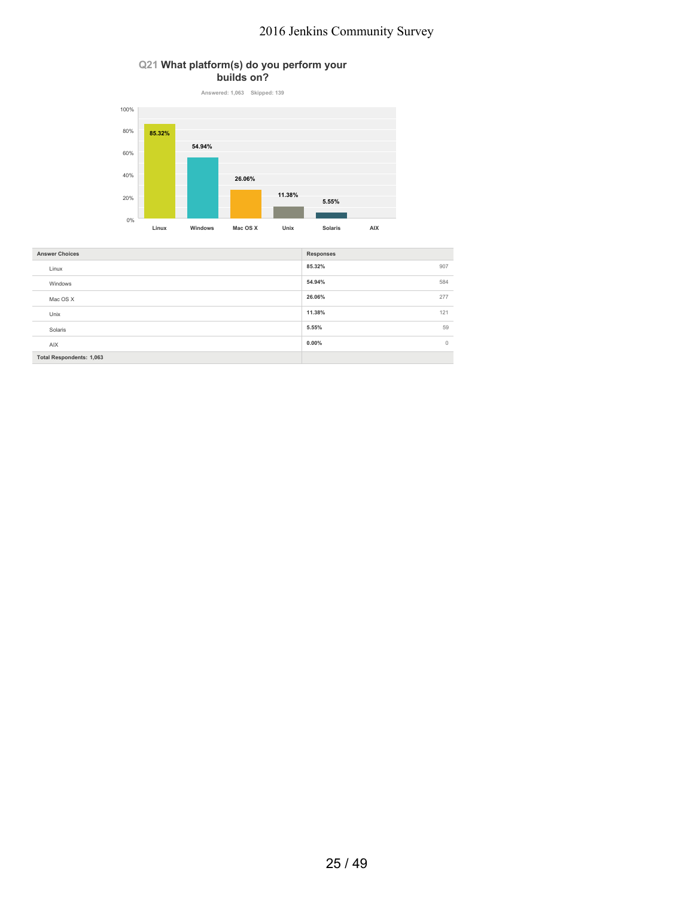## Q21 What platform(s) do you perform your builds on?

Answered: 1,063 Skipped: 139

| Answer Choices | Responses | |
|---|---|---|
| Linux | 85.32% | 907 |
| Windows | 54.94% | 584 |
| Mac OS X | 26.06% | 277 |
| Unix | 11.38% | 121 |
| Solaris | 5.55% | 59 |
| AIX | 0.00% | 0 |
| Total Respondents: 1,063 | | |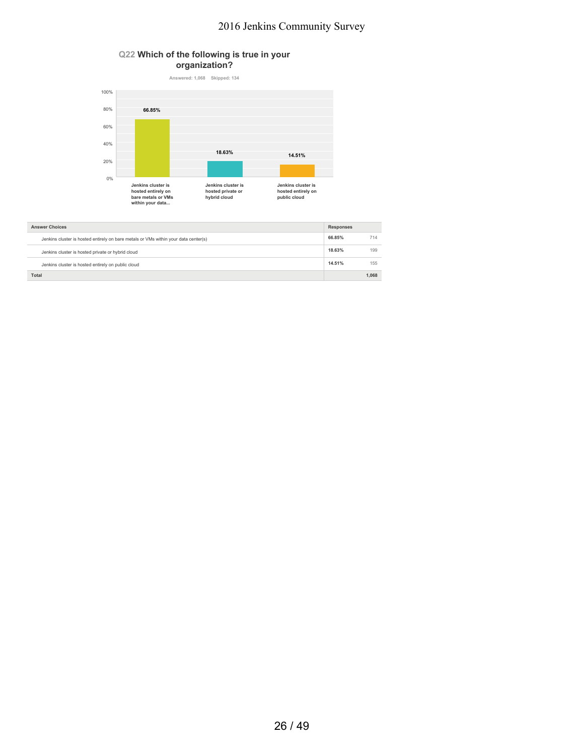## Q22 Which of the following is true in your organization?

Answered: 1,068 Skipped: 134

| Answer Choices | Responses | |
|---|---|---|
| Jenkins cluster is hosted entirely on bare metals or VMs within your data center(s) | 66.85% | 714 |
| Jenkins cluster is hosted private or hybrid cloud | 18.63% | 199 |
| Jenkins cluster is hosted entirely on public cloud | 14.51% | 155 |
| Total | | 1,068 |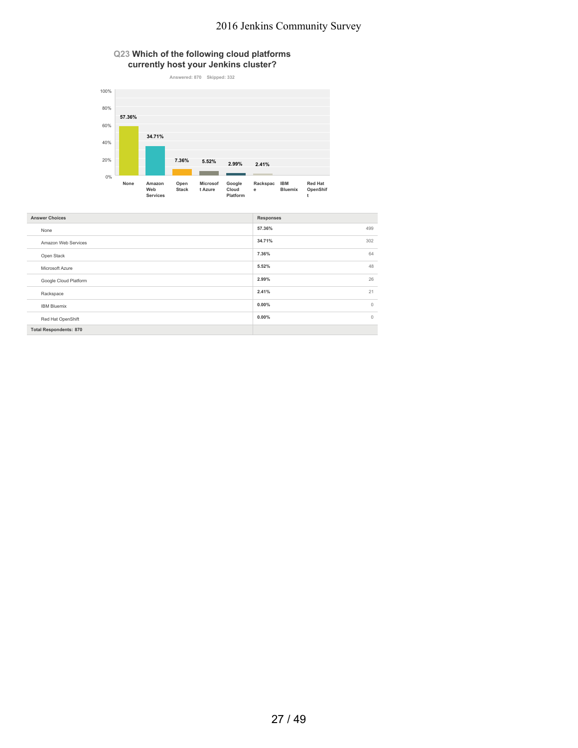## Q23 Which of the following cloud platforms currently host your Jenkins cluster?

Answered: 870 Skipped: 332

| Answer Choices | Responses | |
|---|---|---|
| None | 57.36% | 499 |
| Amazon Web Services | 34.71% | 302 |
| Open Stack | 7.36% | 64 |
| Microsoft Azure | 5.52% | 48 |
| Google Cloud Platform | 2.99% | 26 |
| Rackspace | 2.41% | 21 |
| IBM Bluemix | 0.00% | 0 |
| Red Hat OpenShift | 0.00% | 0 |
| Total Respondents: 870 | | |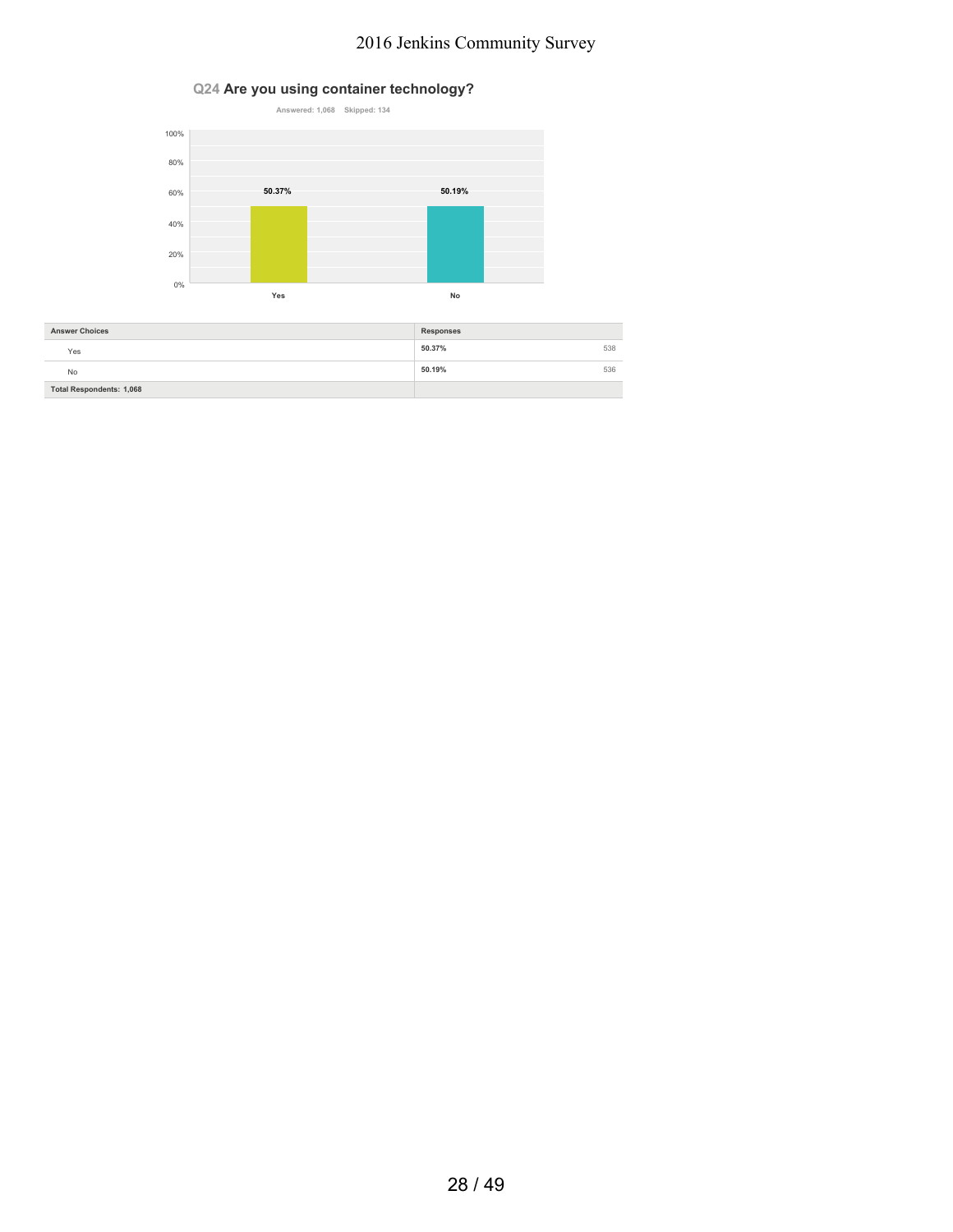## Q24 Are you using container technology?

Answered: 1,068 Skipped: 134

| Answer Choices | Responses | |
|---|---|---|
| Yes | 50.37% | 538 |
| No | 50.19% | 536 |
| Total Respondents: 1,068 | | |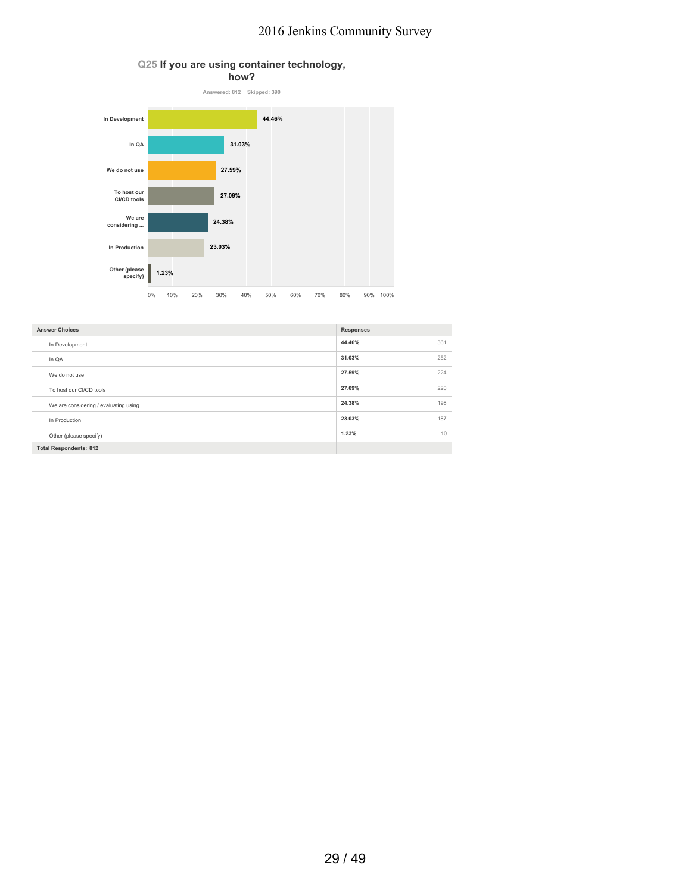## Q25 If you are using container technology, how?

Answered: 812 Skipped: 390

| Answer Choices | Responses | |
|---|---|---|
| In Development | 44.46% | 361 |
| In QA | 31.03% | 252 |
| We do not use | 27.59% | 224 |
| To host our CI/CD tools | 27.09% | 220 |
| We are considering / evaluating using | 24.38% | 198 |
| In Production | 23.03% | 187 |
| Other (please specify) | 1.23% | 10 |
| **Total Respondents: 812** | | |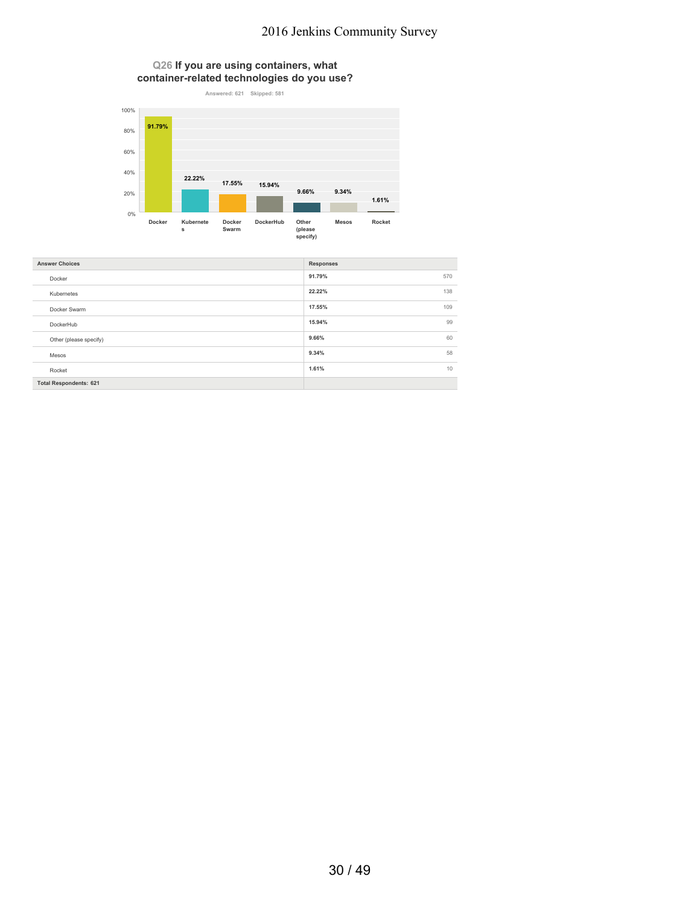## Q26 If you are using containers, what container-related technologies do you use?

Answered: 621 Skipped: 581

| Answer Choices | Responses | |
|---|---|---|
| Docker | 91.79% | 570 |
| Kubernetes | 22.22% | 138 |
| Docker Swarm | 17.55% | 109 |
| DockerHub | 15.94% | 99 |
| Other (please specify) | 9.66% | 60 |
| Mesos | 9.34% | 58 |
| Rocket | 1.61% | 10 |
| **Total Respondents: 621** | | |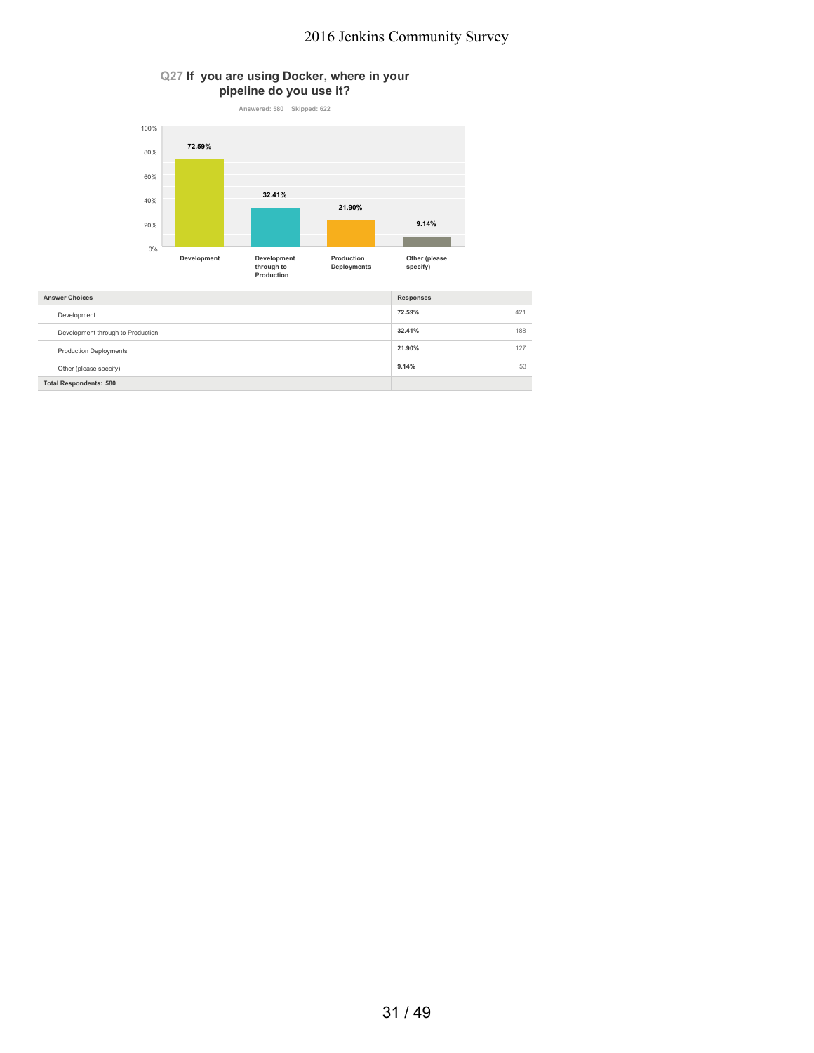## Q27 If you are using Docker, where in your pipeline do you use it?

Answered: 580 Skipped: 622

| Answer Choices | Responses | |
|---|---|---|
| Development | 72.59% | 421 |
| Development through to Production | 32.41% | 188 |
| Production Deployments | 21.90% | 127 |
| Other (please specify) | 9.14% | 53 |
| **Total Respondents: 580** | | |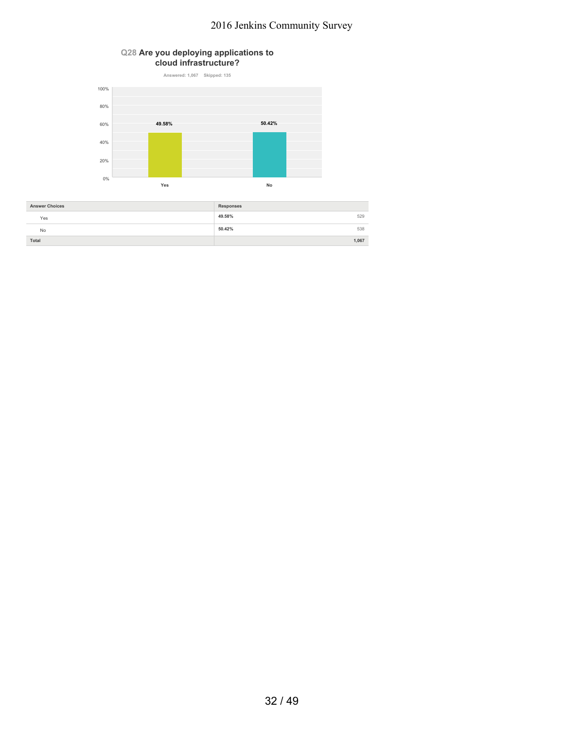## Q28 Are you deploying applications to cloud infrastructure?

Answered: 1,067 Skipped: 135

| Answer Choices | Responses | |
|---|---|---|
| Yes | 49.58% | 529 |
| No | 50.42% | 538 |
| Total | | 1,067 |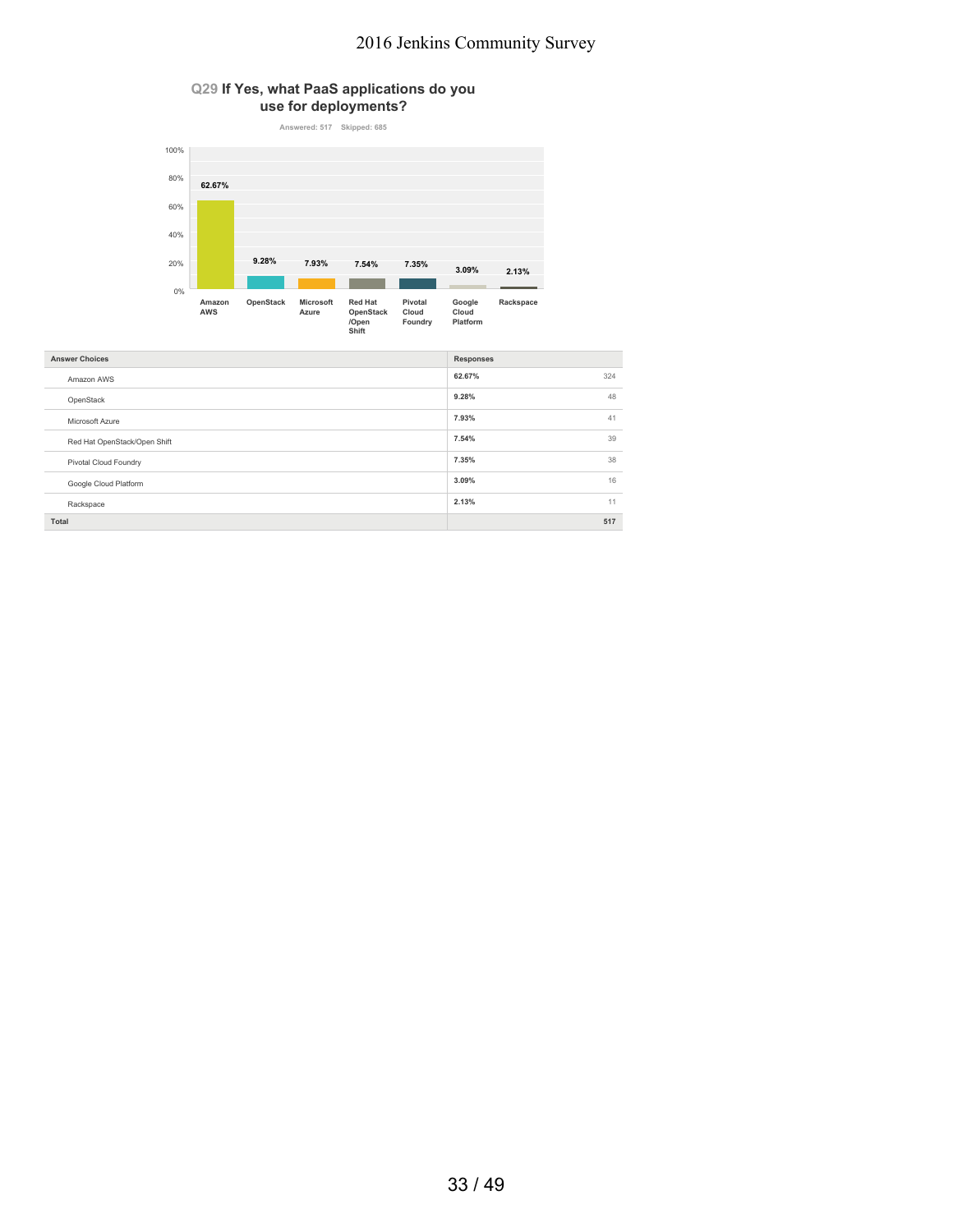## Q29 If Yes, what PaaS applications do you use for deployments?

Answered: 517 Skipped: 685

| Answer Choices | Responses | |
|---|---|---|
| Amazon AWS | 62.67% | 324 |
| OpenStack | 9.28% | 48 |
| Microsoft Azure | 7.93% | 41 |
| Red Hat OpenStack/Open Shift | 7.54% | 39 |
| Pivotal Cloud Foundry | 7.35% | 38 |
| Google Cloud Platform | 3.09% | 16 |
| Rackspace | 2.13% | 11 |
| Total | | 517 |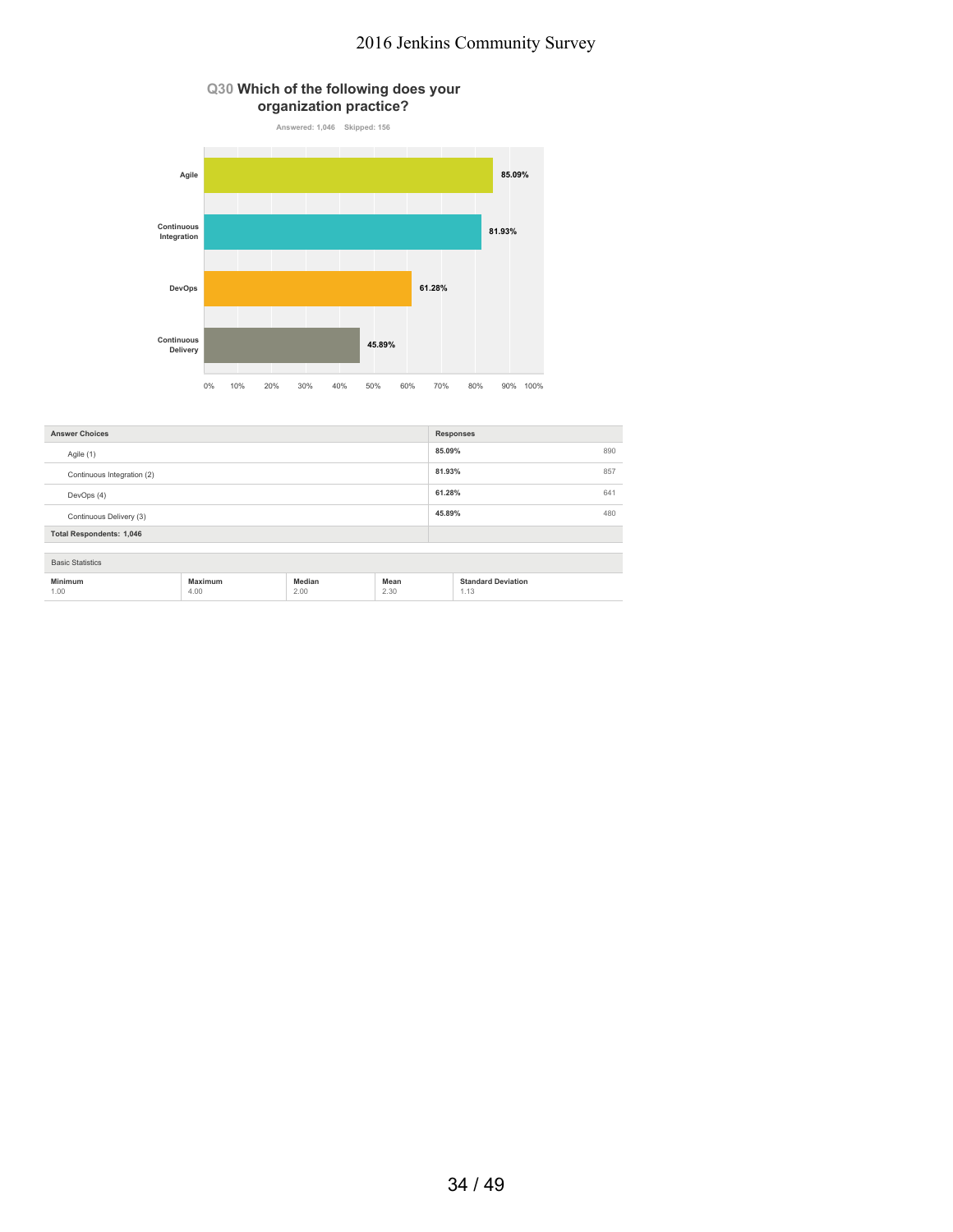## Q30 Which of the following does your organization practice?

Answered: 1,046 Skipped: 156

| Answer Choices | Responses | |
|---|---|---|
| Agile (1) | 85.09% | 890 |
| Continuous Integration (2) | 81.93% | 857 |
| DevOps (4) | 61.28% | 641 |
| Continuous Delivery (3) | 45.89% | 480 |
| **Total Respondents: 1,046** | | |

Basic Statistics

| Minimum | Maximum | Median | Mean | Standard Deviation |
|---|---|---|---|---|
| 1.00 | 4.00 | 2.00 | 2.30 | 1.13 |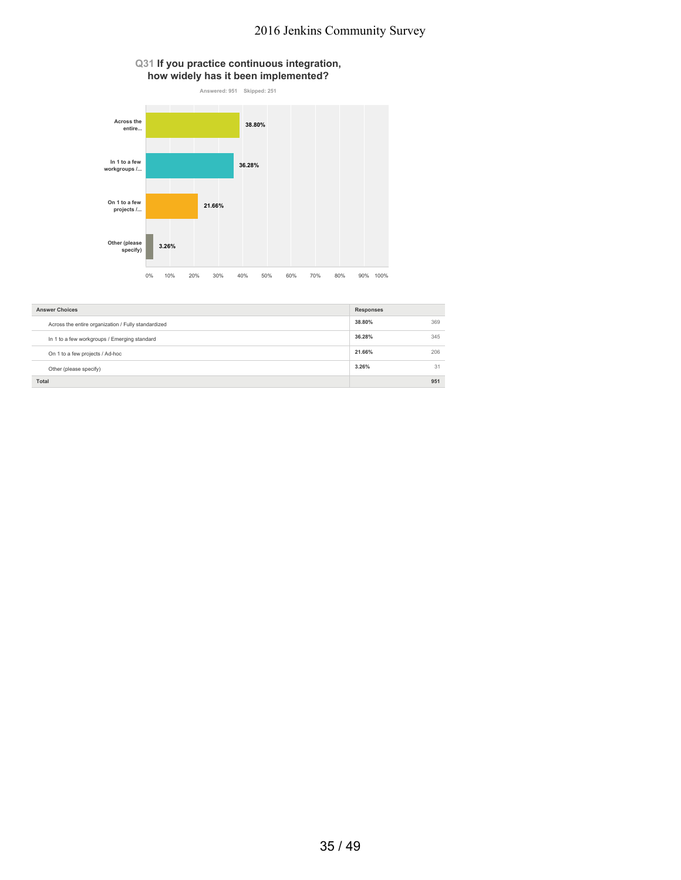## Q31 If you practice continuous integration, how widely has it been implemented?

Answered: 951 Skipped: 251

| Answer Choices | Responses | |
|---|---|---|
| Across the entire organization / Fully standardized | 38.80% | 369 |
| In 1 to a few workgroups / Emerging standard | 36.28% | 345 |
| On 1 to a few projects / Ad-hoc | 21.66% | 206 |
| Other (please specify) | 3.26% | 31 |
| **Total** | | **951** |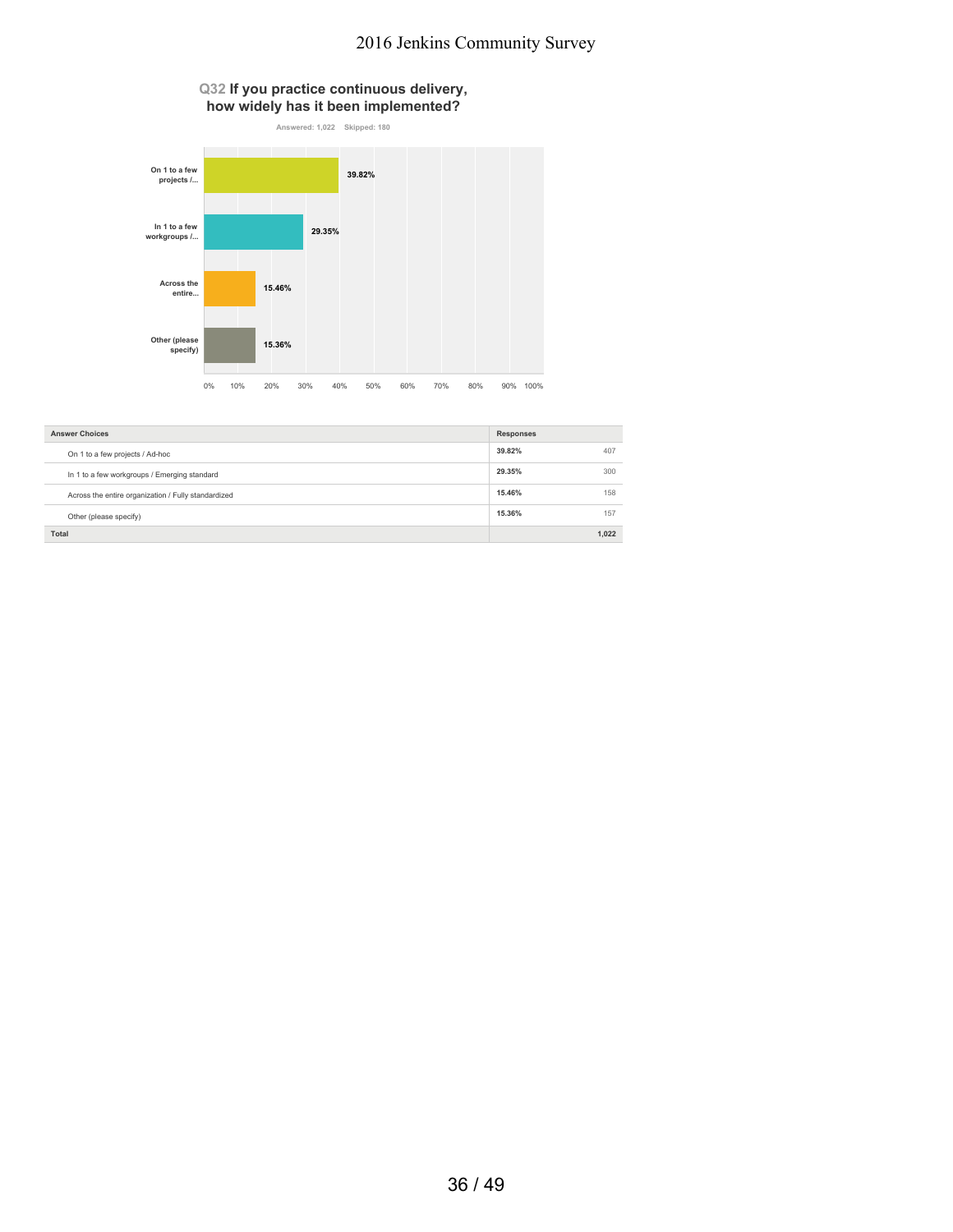## Q32 If you practice continuous delivery, how widely has it been implemented?

Answered: 1,022 Skipped: 180

| Answer Choices | Responses | |
|---|---|---|
| On 1 to a few projects / Ad-hoc | 39.82% | 407 |
| In 1 to a few workgroups / Emerging standard | 29.35% | 300 |
| Across the entire organization / Fully standardized | 15.46% | 158 |
| Other (please specify) | 15.36% | 157 |
| Total | | 1,022 |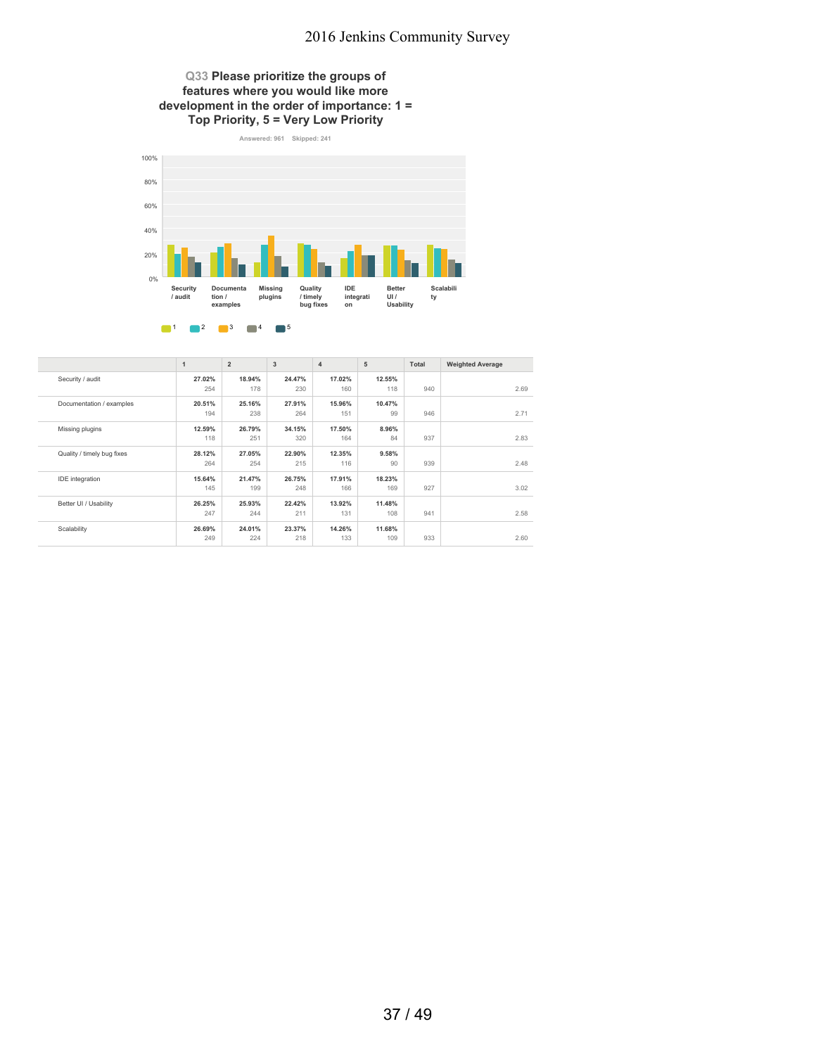## Q33 Please prioritize the groups of features where you would like more development in the order of importance: 1 = Top Priority, 5 = Very Low Priority

Answered: 961 Skipped: 241

| | 1 | 2 | 3 | 4 | 5 | Total | Weighted Average |
|---|---|---|---|---|---|---|---|
| Security / audit | **27.02%** 254 | **18.94%** 178 | **24.47%** 230 | **17.02%** 160 | **12.55%** 118 | 940 | 2.69 |
| Documentation / examples | **20.51%** 194 | **25.16%** 238 | **27.91%** 264 | **15.96%** 151 | **10.47%** 99 | 946 | 2.71 |
| Missing plugins | **12.59%** 118 | **26.79%** 251 | **34.15%** 320 | **17.50%** 164 | **8.96%** 84 | 937 | 2.83 |
| Quality / timely bug fixes | **28.12%** 264 | **27.05%** 254 | **22.90%** 215 | **12.35%** 116 | **9.58%** 90 | 939 | 2.48 |
| IDE integration | **15.64%** 145 | **21.47%** 199 | **26.75%** 248 | **17.91%** 166 | **18.23%** 169 | 927 | 3.02 |
| Better UI / Usability | **26.25%** 247 | **25.93%** 244 | **22.42%** 211 | **13.92%** 131 | **11.48%** 108 | 941 | 2.58 |
| Scalability | **26.69%** 249 | **24.01%** 224 | **23.37%** 218 | **14.26%** 133 | **11.68%** 109 | 933 | 2.60 |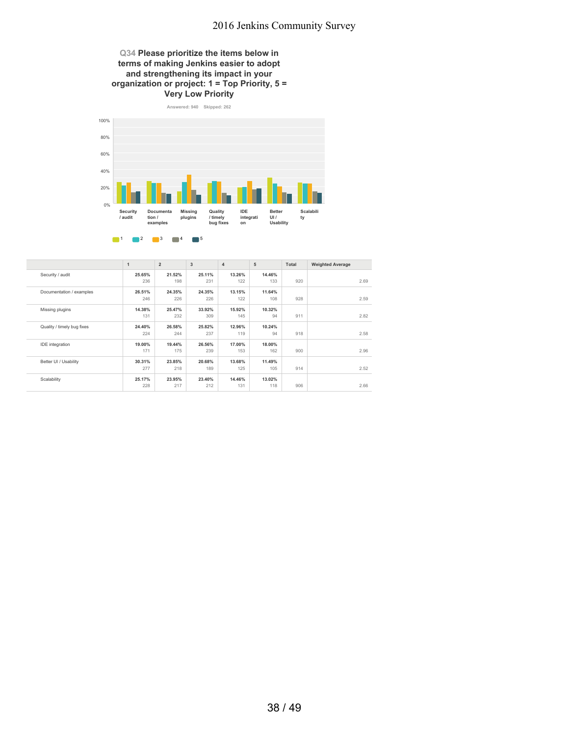## Q34 Please prioritize the items below in terms of making Jenkins easier to adopt and strengthening its impact in your organization or project: 1 = Top Priority, 5 = Very Low Priority

Answered: 940 Skipped: 262

| | 1 | 2 | 3 | 4 | 5 | Total | Weighted Average |
|---|---|---|---|---|---|---|---|
| Security / audit | 25.65%<br>236 | 21.52%<br>198 | 25.11%<br>231 | 13.26%<br>122 | 14.46%<br>133 | 920 | 2.69 |
| Documentation / examples | 26.51%<br>246 | 24.35%<br>226 | 24.35%<br>226 | 13.15%<br>122 | 11.64%<br>108 | 928 | 2.59 |
| Missing plugins | 14.38%<br>131 | 25.47%<br>232 | 33.92%<br>309 | 15.92%<br>145 | 10.32%<br>94 | 911 | 2.82 |
| Quality / timely bug fixes | 24.40%<br>224 | 26.58%<br>244 | 25.82%<br>237 | 12.96%<br>119 | 10.24%<br>94 | 918 | 2.58 |
| IDE integration | 19.00%<br>171 | 19.44%<br>175 | 26.56%<br>239 | 17.00%<br>153 | 18.00%<br>162 | 900 | 2.96 |
| Better UI / Usability | 30.31%<br>277 | 23.85%<br>218 | 20.68%<br>189 | 13.68%<br>125 | 11.49%<br>105 | 914 | 2.52 |
| Scalability | 25.17%<br>228 | 23.95%<br>217 | 23.40%<br>212 | 14.46%<br>131 | 13.02%<br>118 | 906 | 2.66 |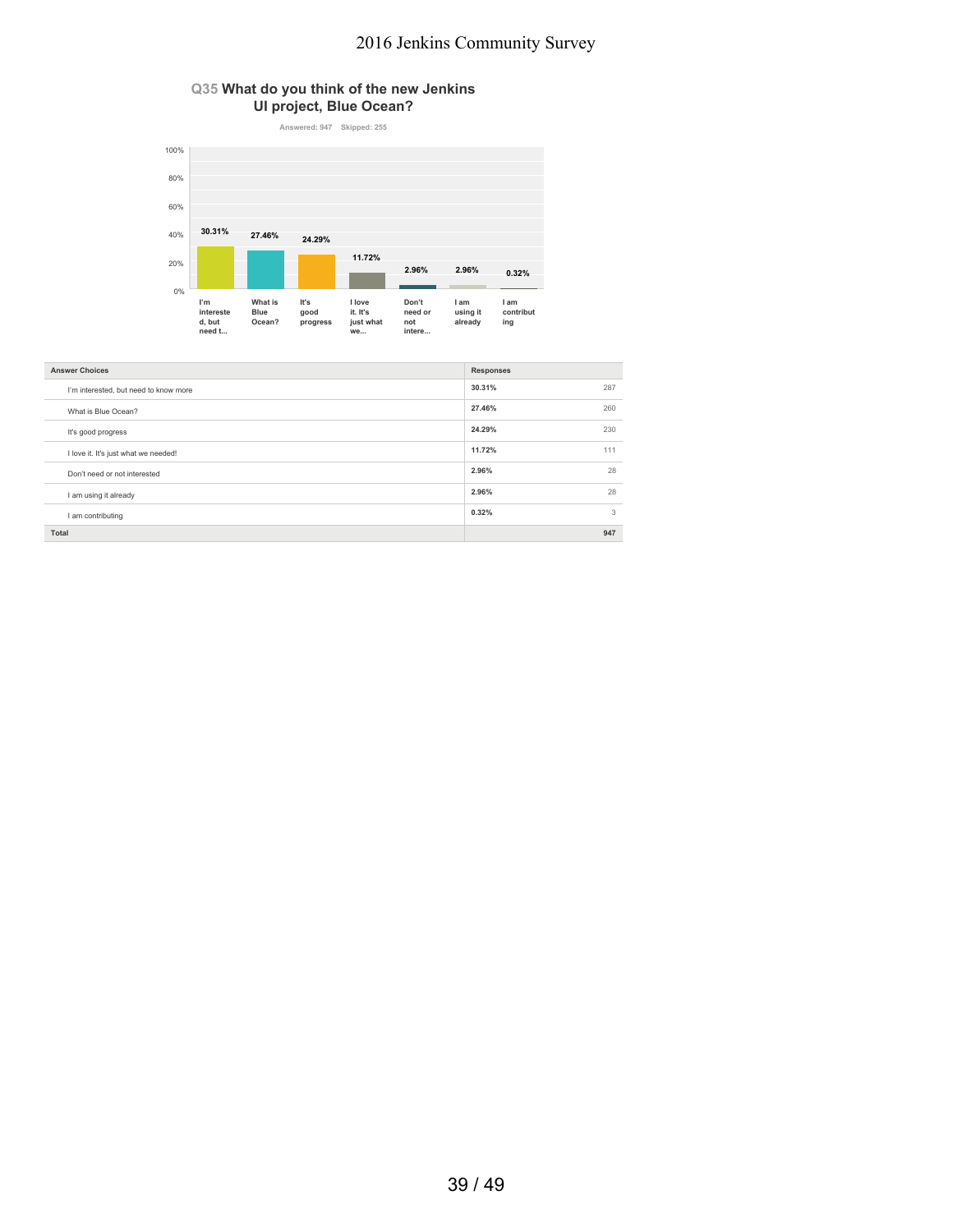## Q35 What do you think of the new Jenkins UI project, Blue Ocean?

Answered: 947 Skipped: 255

| Answer Choices | Responses | |
|---|---|---|
| I'm interested, but need to know more | 30.31% | 287 |
| What is Blue Ocean? | 27.46% | 260 |
| It's good progress | 24.29% | 230 |
| I love it. It's just what we needed! | 11.72% | 111 |
| Don't need or not interested | 2.96% | 28 |
| I am using it already | 2.96% | 28 |
| I am contributing | 0.32% | 3 |
| Total | | 947 |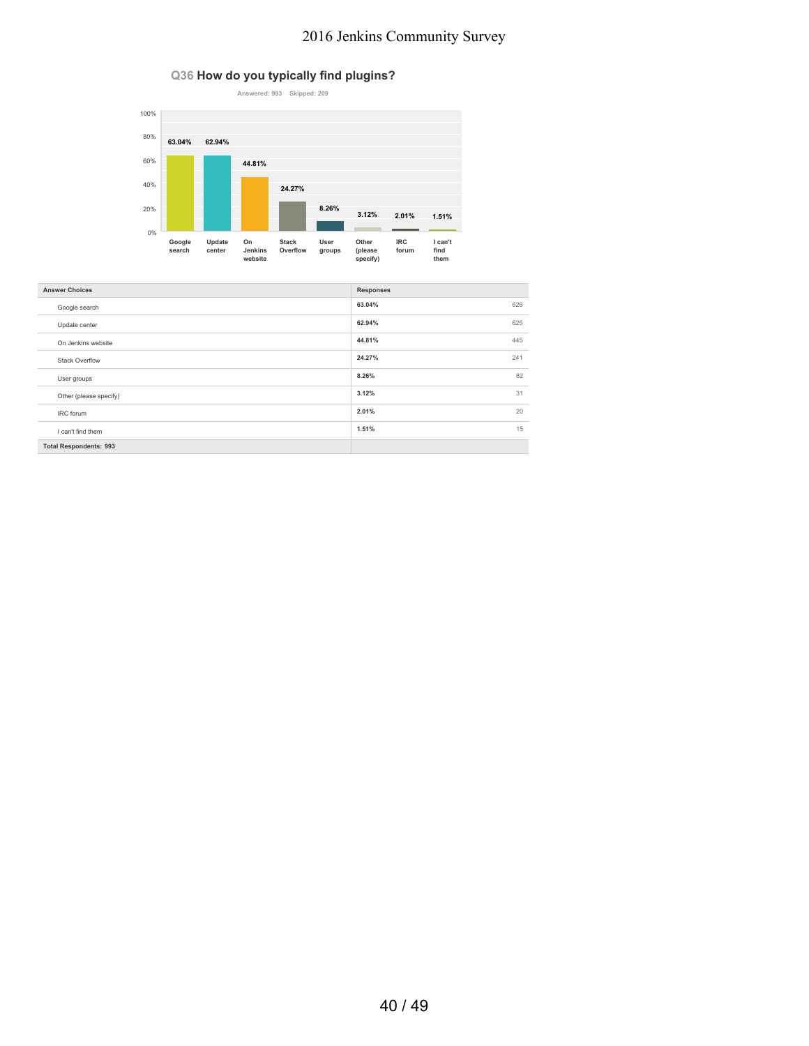## Q36 How do you typically find plugins?

Answered: 993 Skipped: 209

| Answer Choices | Responses | |
|---|---|---|
| Google search | 63.04% | 626 |
| Update center | 62.94% | 625 |
| On Jenkins website | 44.81% | 445 |
| Stack Overflow | 24.27% | 241 |
| User groups | 8.26% | 82 |
| Other (please specify) | 3.12% | 31 |
| IRC forum | 2.01% | 20 |
| I can't find them | 1.51% | 15 |
| Total Respondents: 993 | | |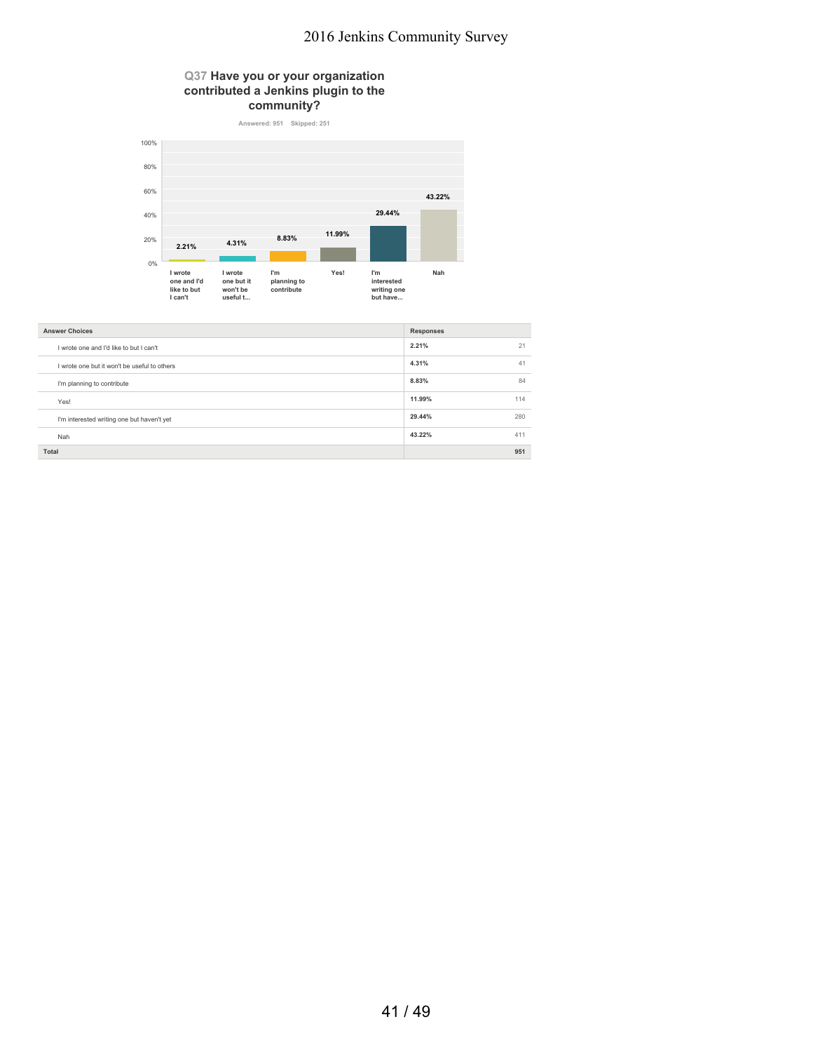## Q37 Have you or your organization contributed a Jenkins plugin to the community?

Answered: 951 Skipped: 251

| Answer Choices | Responses | |
|---|---|---|
| I wrote one and I'd like to but I can't | 2.21% | 21 |
| I wrote one but it won't be useful to others | 4.31% | 41 |
| I'm planning to contribute | 8.83% | 84 |
| Yes! | 11.99% | 114 |
| I'm interested writing one but haven't yet | 29.44% | 280 |
| Nah | 43.22% | 411 |
| Total | | 951 |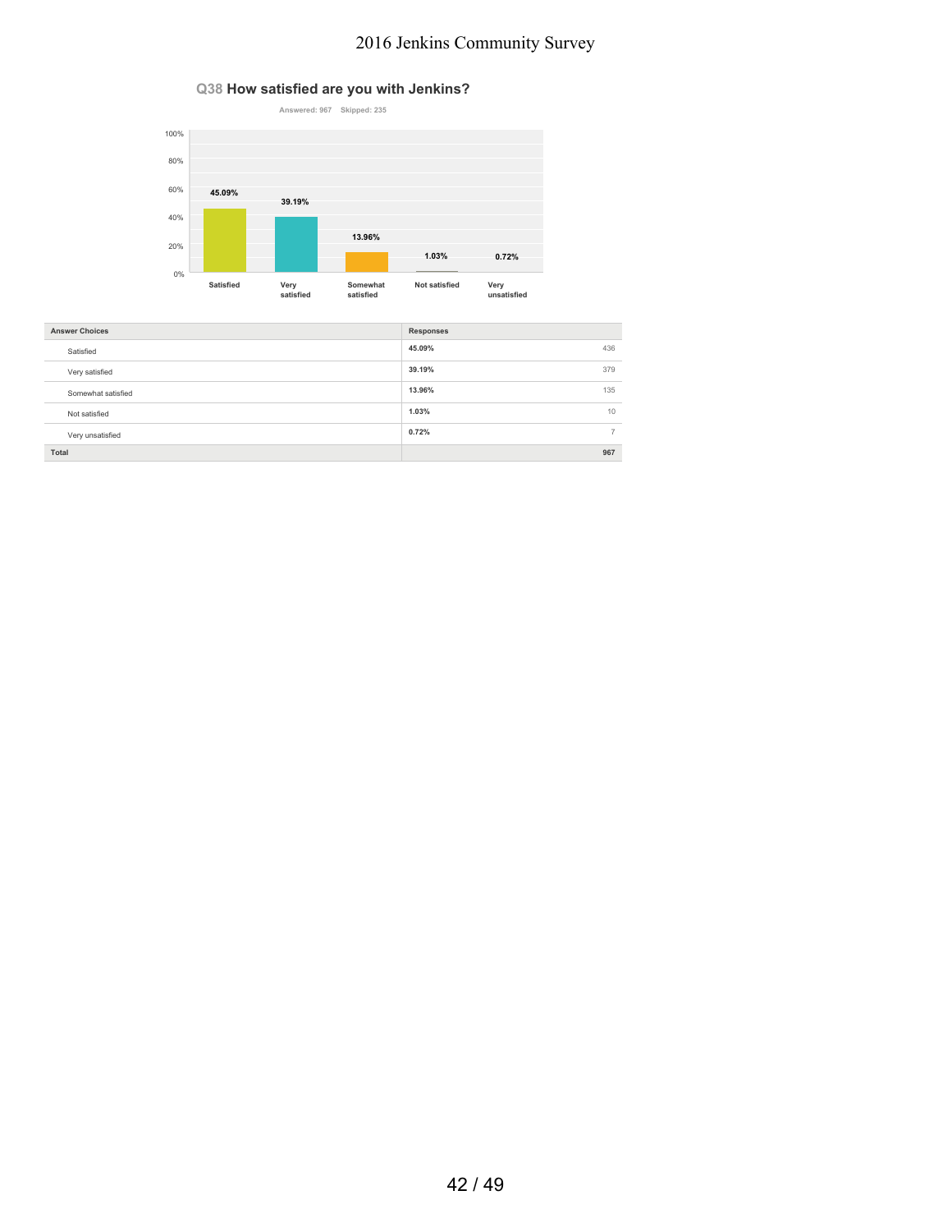## Q38 How satisfied are you with Jenkins?

Answered: 967 Skipped: 235

| Answer Choices | Responses | |
|---|---|---|
| Satisfied | 45.09% | 436 |
| Very satisfied | 39.19% | 379 |
| Somewhat satisfied | 13.96% | 135 |
| Not satisfied | 1.03% | 10 |
| Very unsatisfied | 0.72% | 7 |
| Total | | 967 |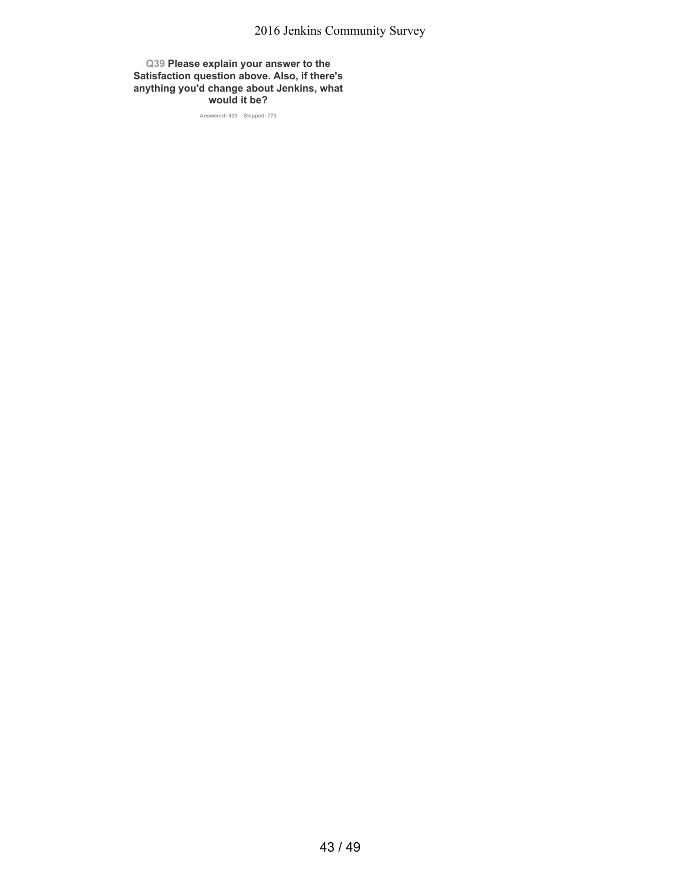**Q39 Please explain your answer to the Satisfaction question above. Also, if there's anything you'd change about Jenkins, what would it be?**

Answered: 429 Skipped: 773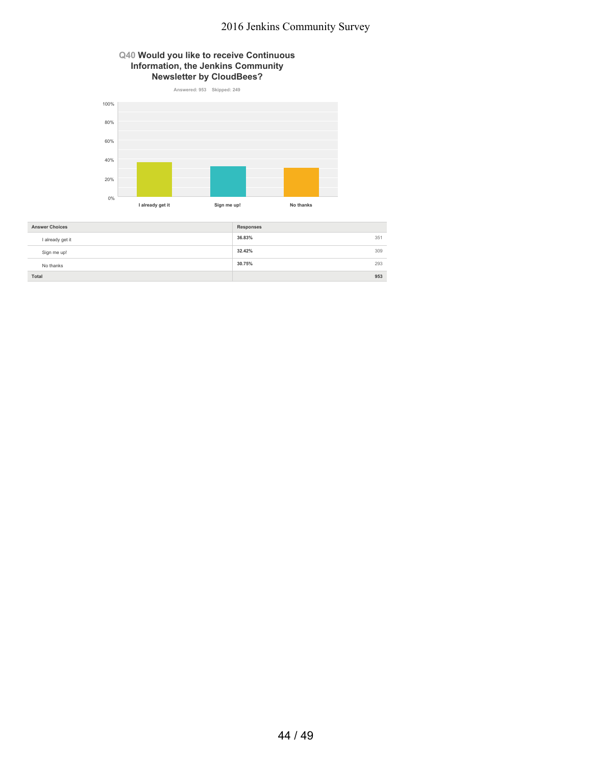## Q40 Would you like to receive Continuous Information, the Jenkins Community Newsletter by CloudBees?

Answered: 953 Skipped: 249

| Answer Choices | Responses | |
|---|---|---|
| I already get it | 36.83% | 351 |
| Sign me up! | 32.42% | 309 |
| No thanks | 30.75% | 293 |
| Total | | 953 |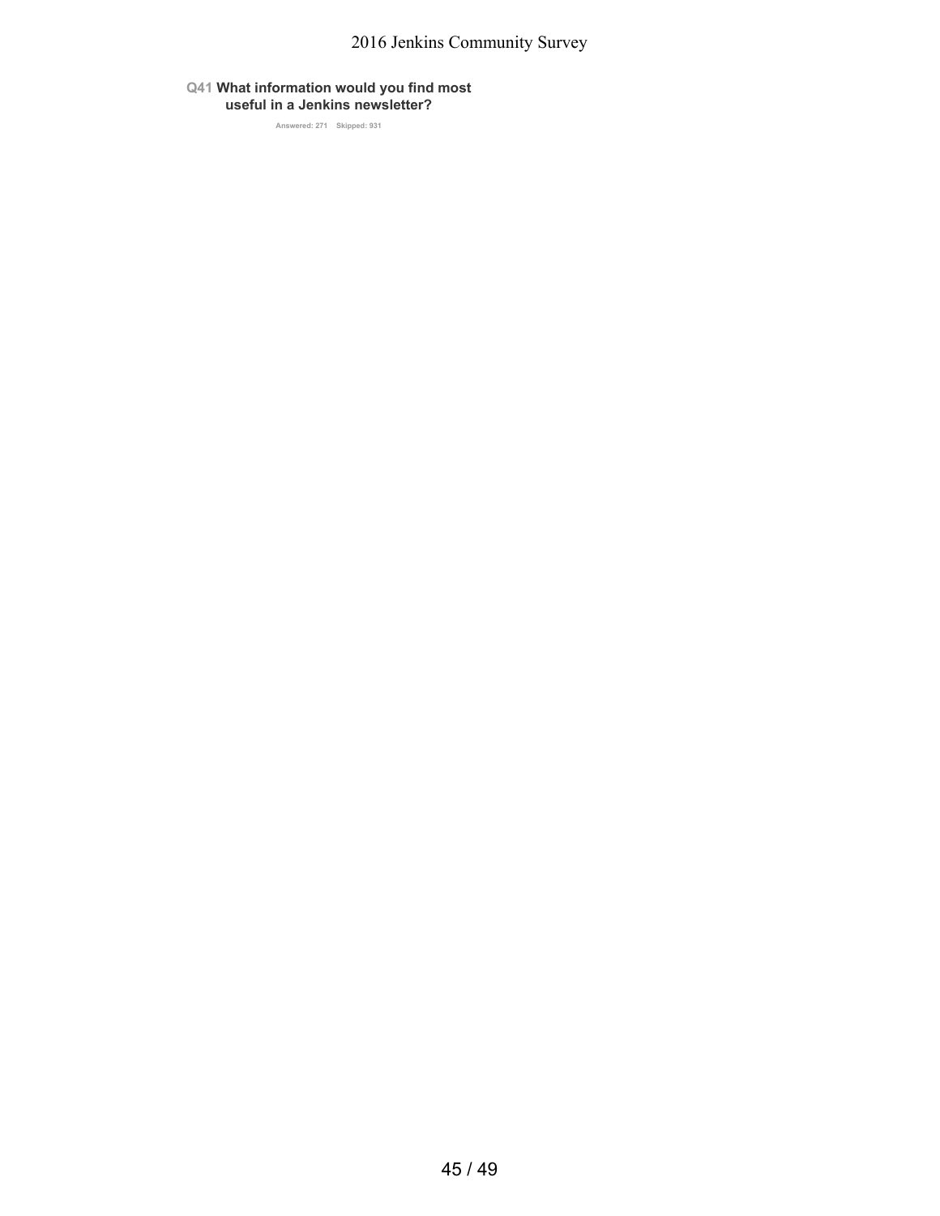**Q41 What information would you find most useful in a Jenkins newsletter?**

Answered: 271 Skipped: 931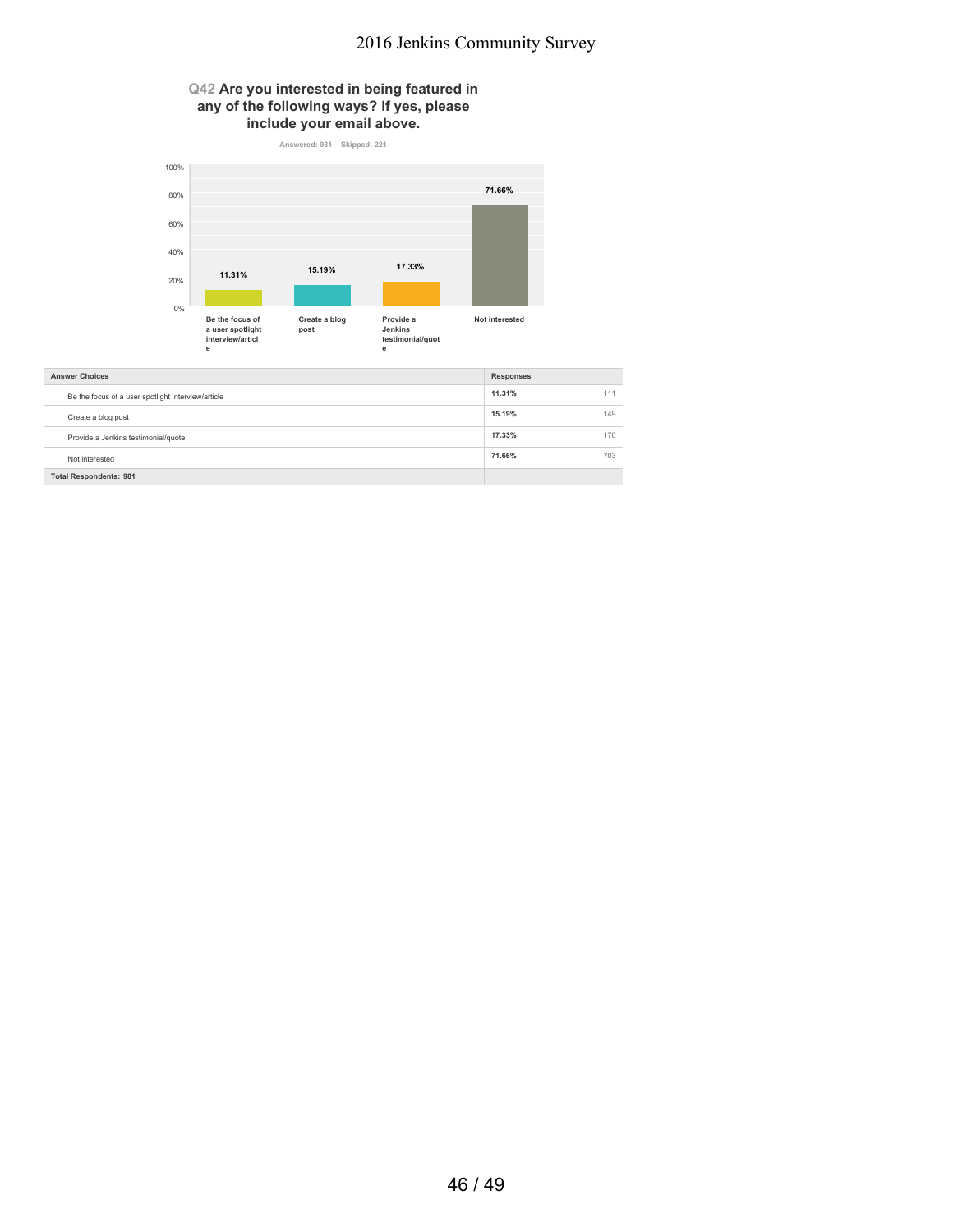## Q42 Are you interested in being featured in any of the following ways? If yes, please include your email above.

Answered: 981 Skipped: 221

| Answer Choices | Responses | |
|---|---|---|
| Be the focus of a user spotlight interview/article | 11.31% | 111 |
| Create a blog post | 15.19% | 149 |
| Provide a Jenkins testimonial/quote | 17.33% | 170 |
| Not interested | 71.66% | 703 |
| **Total Respondents: 981** | | |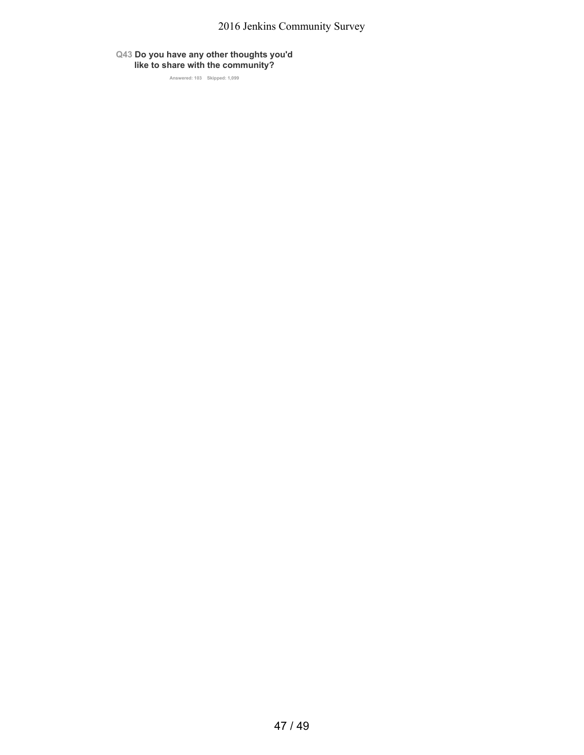**Q43 Do you have any other thoughts you'd like to share with the community?**

Answered: 103 Skipped: 1,099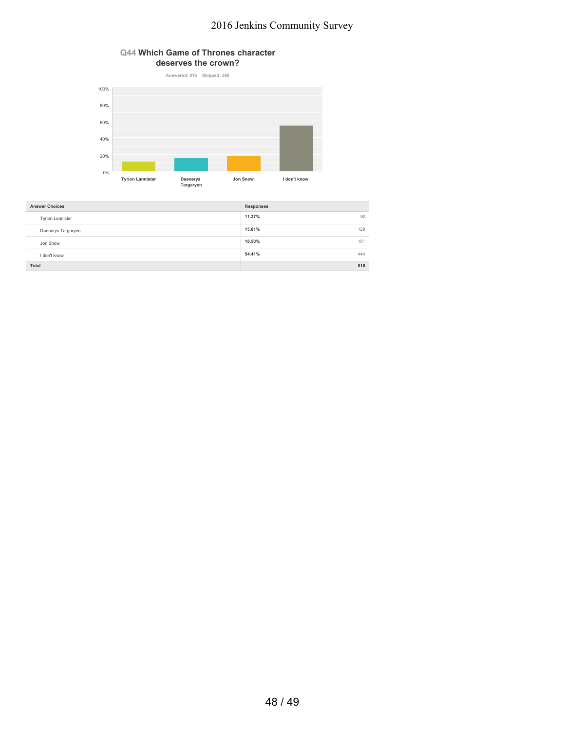## Q44 Which Game of Thrones character deserves the crown?

Answered: 816 Skipped: 386

| Answer Choices | Responses | |
|---|---|---|
| Tyrion Lannister | 11.27% | 92 |
| Daenerys Targaryen | 15.81% | 129 |
| Jon Snow | 18.50% | 151 |
| I don't know | 54.41% | 444 |
| **Total** | | **816** |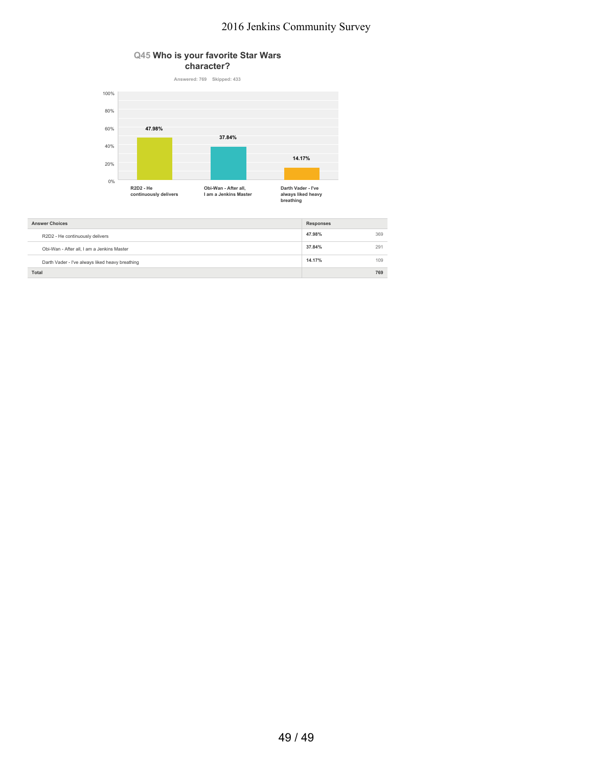## Q45 Who is your favorite Star Wars character?

Answered: 769 Skipped: 433

100%
80%
60%
40%
20%
0%

47.98%
37.84%
14.17%

R2D2 - He continuously delivers
Obi-Wan - After all, I am a Jenkins Master
Darth Vader - I've always liked heavy breathing

| Answer Choices | Responses | |
|---|---|---|
| R2D2 - He continuously delivers | 47.98% | 369 |
| Obi-Wan - After all, I am a Jenkins Master | 37.84% | 291 |
| Darth Vader - I've always liked heavy breathing | 14.17% | 109 |
| Total | | 769 |